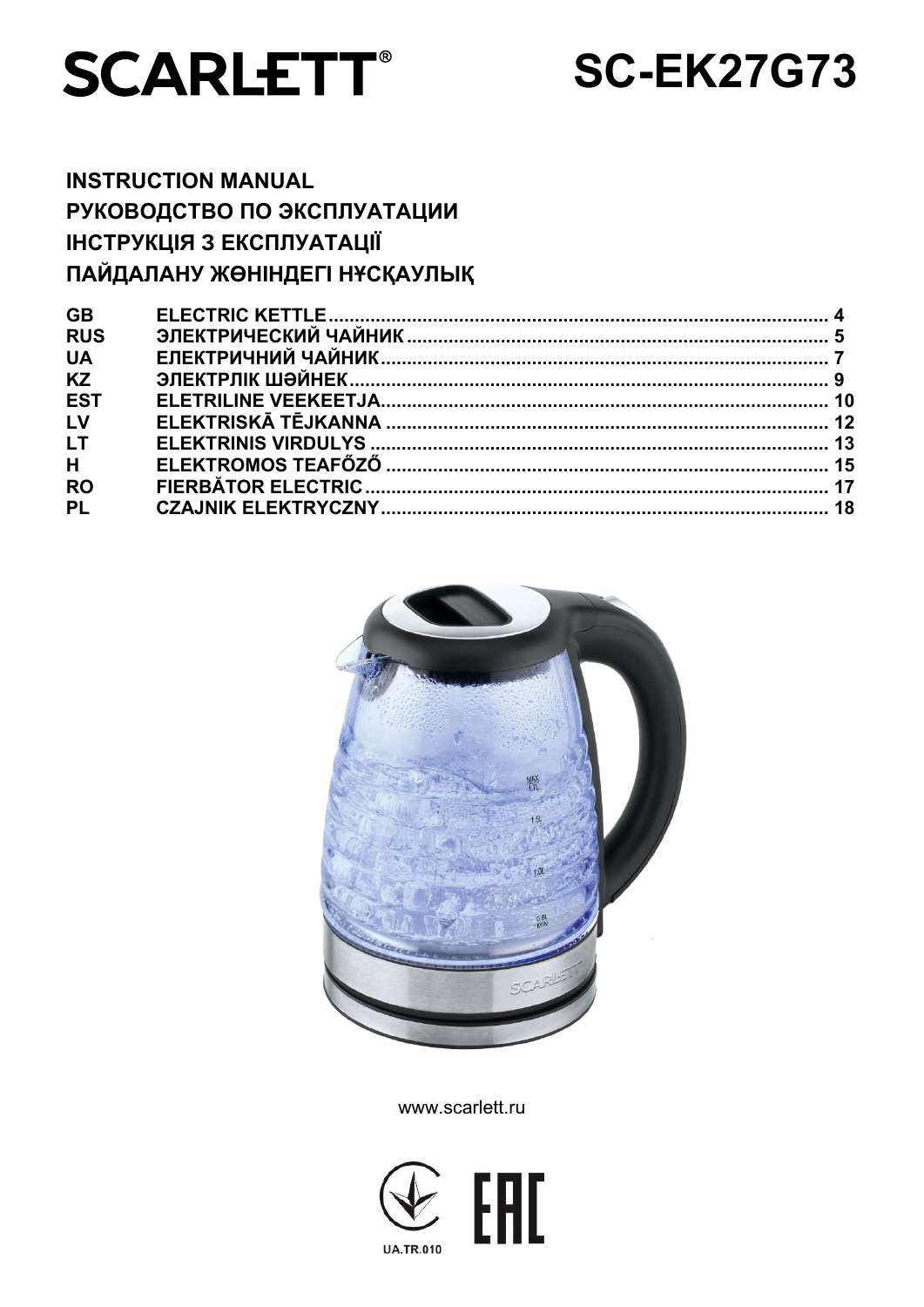# SCARLETT®

# SC-EK27G73

**INSTRUCTION MANUAL**
**РУКОВОДСТВО ПО ЭКСПЛУАТАЦИИ**
**ІНСТРУКЦІЯ З ЕКСПЛУАТАЦІЇ**
**ПАЙДАЛАНУ ЖӨНІНДЕГІ НҰСҚАУЛЫҚ**

| | | |
|---|---|---|
| **GB** | **ELECTRIC KETTLE** | **4** |
| **RUS** | **ЭЛЕКТРИЧЕСКИЙ ЧАЙНИК** | **5** |
| **UA** | **ЕЛЕКТРИЧНИЙ ЧАЙНИК** | **7** |
| **KZ** | **ЭЛЕКТРЛІК ШӘЙНЕК** | **9** |
| **EST** | **ELETRILINE VEEKEETJA** | **10** |
| **LV** | **ELEKTRISKĀ TĒJKANNA** | **12** |
| **LT** | **ELEKTRINIS VIRDULYS** | **13** |
| **H** | **ELEKTROMOS TEAFŐZŐ** | **15** |
| **RO** | **FIERBĂTOR ELECTRIC** | **17** |
| **PL** | **CZAJNIK ELEKTRYCZNY** | **18** |

www.scarlett.ru

UA.TR.010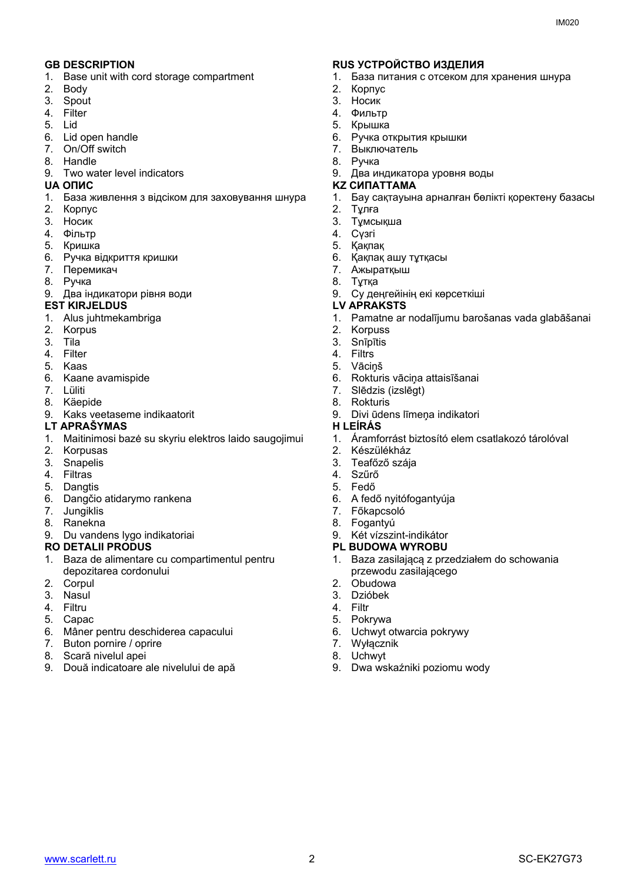## GB DESCRIPTION

1. Base unit with cord storage compartment
2. Body
3. Spout
4. Filter
5. Lid
6. Lid open handle
7. On/Off switch
8. Handle
9. Two water level indicators

## UA ОПИС

1. База живлення з відсіком для заховування шнура
2. Корпус
3. Носик
4. Фільтр
5. Кришка
6. Ручка відкриття кришки
7. Перемикач
8. Ручка
9. Два індикатори рівня води

## EST KIRJELDUS

1. Alus juhtmekambriga
2. Korpus
3. Tila
4. Filter
5. Kaas
6. Kaane avamispide
7. Lüliti
8. Käepide
9. Kaks veetaseme indikaatorit

## LT APRAŠYMAS

1. Maitinimosi bazė su skyriu elektros laido saugojimui
2. Korpusas
3. Snapelis
4. Filtras
5. Dangtis
6. Dangčio atidarymo rankena
7. Jungiklis
8. Ranekna
9. Du vandens lygo indikatoriai

## RO DETALII PRODUS

1. Baza de alimentare cu compartimentul pentru depozitarea cordonului
2. Corpul
3. Nasul
4. Filtru
5. Capac
6. Mâner pentru deschiderea capacului
7. Buton pornire / oprire
8. Scară nivelul apei
9. Două indicatoare ale nivelului de apă

## RUS УСТРОЙСТВО ИЗДЕЛИЯ

1. База питания с отсеком для хранения шнура
2. Корпус
3. Носик
4. Фильтр
5. Крышка
6. Ручка открытия крышки
7. Выключатель
8. Ручка
9. Два индикатора уровня воды

## KZ СИПАТТАМА

1. Бау сақтауына арналған бөлікті қоректену базасы
2. Тұлға
3. Тұмсықша
4. Сүзгі
5. Қақпақ
6. Қақпақ ашу тұтқасы
7. Ажыратқыш
8. Тұтқа
9. Су деңгейінің екі көрсеткіші

## LV APRAKSTS

1. Pamatne ar nodalījumu barošanas vada glabāšanai
2. Korpuss
3. Snīpītis
4. Filtrs
5. Vāciņš
6. Rokturis vāciņa attaisīšanai
7. Slēdzis (izslēgt)
8. Rokturis
9. Divi ūdens līmeņa indikatori

## H LEÍRÁS

1. Áramforrást biztosító elem csatlakozó tárolóval
2. Készülékház
3. Teafőző szája
4. Szűrő
5. Fedő
6. A fedő nyitófogantyúja
7. Főkapcsoló
8. Fogantyú
9. Két vízszint-indikátor

## PL BUDOWA WYROBU

1. Baza zasilającą z przedziałem do schowania przewodu zasilającego
2. Obudowa
3. Dzióbek
4. Filtr
5. Pokrywa
6. Uchwyt otwarcia pokrywy
7. Wyłącznik
8. Uchwyt
9. Dwa wskaźniki poziomu wody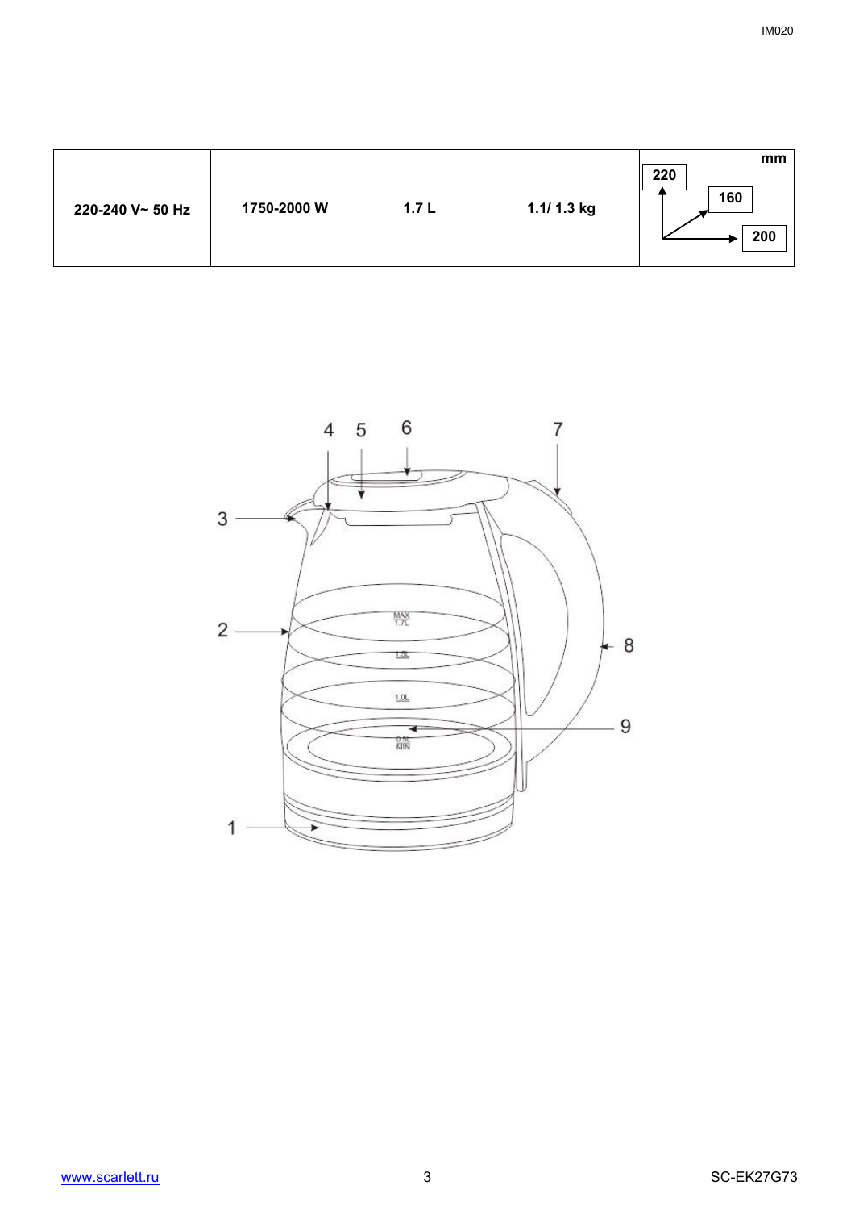| 220-240 V~ 50 Hz | 1750-2000 W | 1.7 L | 1.1/ 1.3 kg | mm 220 160 200 |
|---|---|---|---|---|

4 5 6 7

3

2

8

9

1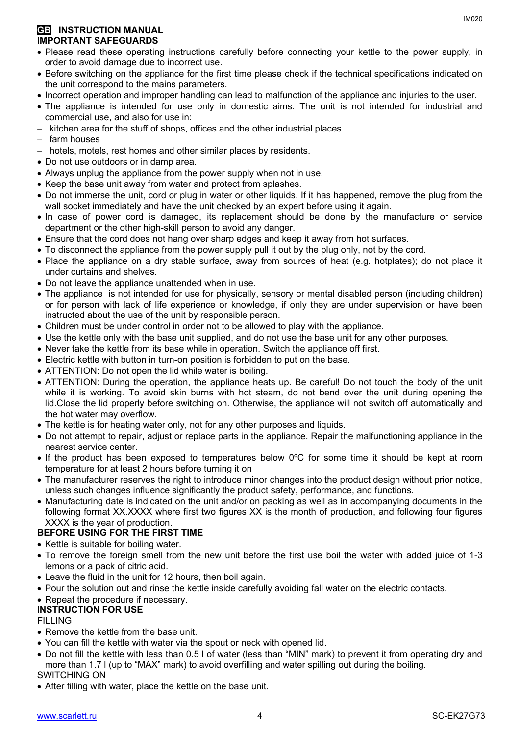## GB INSTRUCTION MANUAL

### IMPORTANT SAFEGUARDS

- Please read these operating instructions carefully before connecting your kettle to the power supply, in order to avoid damage due to incorrect use.
- Before switching on the appliance for the first time please check if the technical specifications indicated on the unit correspond to the mains parameters.
- Incorrect operation and improper handling can lead to malfunction of the appliance and injuries to the user.
- The appliance is intended for use only in domestic aims. The unit is not intended for industrial and commercial use, and also for use in:
  - kitchen area for the stuff of shops, offices and the other industrial places
  - farm houses
  - hotels, motels, rest homes and other similar places by residents.
- Do not use outdoors or in damp area.
- Always unplug the appliance from the power supply when not in use.
- Keep the base unit away from water and protect from splashes.
- Do not immerse the unit, cord or plug in water or other liquids. If it has happened, remove the plug from the wall socket immediately and have the unit checked by an expert before using it again.
- In case of power cord is damaged, its replacement should be done by the manufacture or service department or the other high-skill person to avoid any danger.
- Ensure that the cord does not hang over sharp edges and keep it away from hot surfaces.
- To disconnect the appliance from the power supply pull it out by the plug only, not by the cord.
- Place the appliance on a dry stable surface, away from sources of heat (e.g. hotplates); do not place it under curtains and shelves.
- Do not leave the appliance unattended when in use.
- The appliance is not intended for use for physically, sensory or mental disabled person (including children) or for person with lack of life experience or knowledge, if only they are under supervision or have been instructed about the use of the unit by responsible person.
- Children must be under control in order not to be allowed to play with the appliance.
- Use the kettle only with the base unit supplied, and do not use the base unit for any other purposes.
- Never take the kettle from its base while in operation. Switch the appliance off first.
- Electric kettle with button in turn-on position is forbidden to put on the base.
- ATTENTION: Do not open the lid while water is boiling.
- ATTENTION: During the operation, the appliance heats up. Be careful! Do not touch the body of the unit while it is working. To avoid skin burns with hot steam, do not bend over the unit during opening the lid.Close the lid properly before switching on. Otherwise, the appliance will not switch off automatically and the hot water may overflow.
- The kettle is for heating water only, not for any other purposes and liquids.
- Do not attempt to repair, adjust or replace parts in the appliance. Repair the malfunctioning appliance in the nearest service center.
- If the product has been exposed to temperatures below 0ºC for some time it should be kept at room temperature for at least 2 hours before turning it on
- The manufacturer reserves the right to introduce minor changes into the product design without prior notice, unless such changes influence significantly the product safety, performance, and functions.
- Manufacturing date is indicated on the unit and/or on packing as well as in accompanying documents in the following format XX.XXXX where first two figures XX is the month of production, and following four figures XXXX is the year of production.

### BEFORE USING FOR THE FIRST TIME

- Kettle is suitable for boiling water.
- To remove the foreign smell from the new unit before the first use boil the water with added juice of 1-3 lemons or a pack of citric acid.
- Leave the fluid in the unit for 12 hours, then boil again.
- Pour the solution out and rinse the kettle inside carefully avoiding fall water on the electric contacts.
- Repeat the procedure if necessary.

### INSTRUCTION FOR USE

FILLING

- Remove the kettle from the base unit.
- You can fill the kettle with water via the spout or neck with opened lid.
- Do not fill the kettle with less than 0.5 l of water (less than "MIN" mark) to prevent it from operating dry and more than 1.7 l (up to "MAX" mark) to avoid overfilling and water spilling out during the boiling.

SWITCHING ON

- After filling with water, place the kettle on the base unit.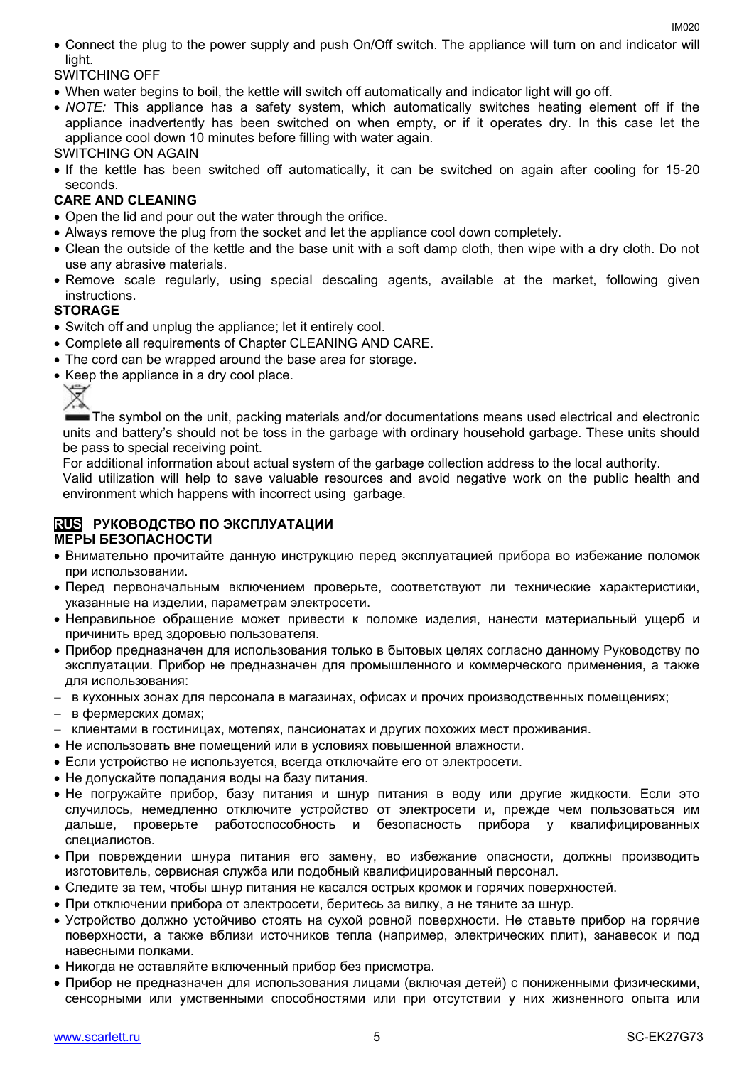- Connect the plug to the power supply and push On/Off switch. The appliance will turn on and indicator will light.

SWITCHING OFF

- When water begins to boil, the kettle will switch off automatically and indicator light will go off.
- *NOTE:* This appliance has a safety system, which automatically switches heating element off if the appliance inadvertently has been switched on when empty, or if it operates dry. In this case let the appliance cool down 10 minutes before filling with water again.

SWITCHING ON AGAIN

- If the kettle has been switched off automatically, it can be switched on again after cooling for 15-20 seconds.

**CARE AND CLEANING**

- Open the lid and pour out the water through the orifice.
- Always remove the plug from the socket and let the appliance cool down completely.
- Clean the outside of the kettle and the base unit with a soft damp cloth, then wipe with a dry cloth. Do not use any abrasive materials.
- Remove scale regularly, using special descaling agents, available at the market, following given instructions.

**STORAGE**

- Switch off and unplug the appliance; let it entirely cool.
- Complete all requirements of Chapter CLEANING AND CARE.
- The cord can be wrapped around the base area for storage.
- Keep the appliance in a dry cool place.

The symbol on the unit, packing materials and/or documentations means used electrical and electronic units and battery's should not be toss in the garbage with ordinary household garbage. These units should be pass to special receiving point.

For additional information about actual system of the garbage collection address to the local authority.

Valid utilization will help to save valuable resources and avoid negative work on the public health and environment which happens with incorrect using garbage.

## RUS РУКОВОДСТВО ПО ЭКСПЛУАТАЦИИ

**МЕРЫ БЕЗОПАСНОСТИ**

- Внимательно прочитайте данную инструкцию перед эксплуатацией прибора во избежание поломок при использовании.
- Перед первоначальным включением проверьте, соответствуют ли технические характеристики, указанные на изделии, параметрам электросети.
- Неправильное обращение может привести к поломке изделия, нанести материальный ущерб и причинить вред здоровью пользователя.
- Прибор предназначен для использования только в бытовых целях согласно данному Руководству по эксплуатации. Прибор не предназначен для промышленного и коммерческого применения, а также для использования:
  - в кухонных зонах для персонала в магазинах, офисах и прочих производственных помещениях;
  - в фермерских домах;
  - клиентами в гостиницах, мотелях, пансионатах и других похожих мест проживания.
- Не использовать вне помещений или в условиях повышенной влажности.
- Если устройство не используется, всегда отключайте его от электросети.
- Не допускайте попадания воды на базу питания.
- Не погружайте прибор, базу питания и шнур питания в воду или другие жидкости. Если это случилось, немедленно отключите устройство от электросети и, прежде чем пользоваться им дальше, проверьте работоспособность и безопасность прибора у квалифицированных специалистов.
- При повреждении шнура питания его замену, во избежание опасности, должны производить изготовитель, сервисная служба или подобный квалифицированный персонал.
- Следите за тем, чтобы шнур питания не касался острых кромок и горячих поверхностей.
- При отключении прибора от электросети, беритесь за вилку, а не тяните за шнур.
- Устройство должно устойчиво стоять на сухой ровной поверхности. Не ставьте прибор на горячие поверхности, а также вблизи источников тепла (например, электрических плит), занавесок и под навесными полками.
- Никогда не оставляйте включенный прибор без присмотра.
- Прибор не предназначен для использования лицами (включая детей) с пониженными физическими, сенсорными или умственными способностями или при отсутствии у них жизненного опыта или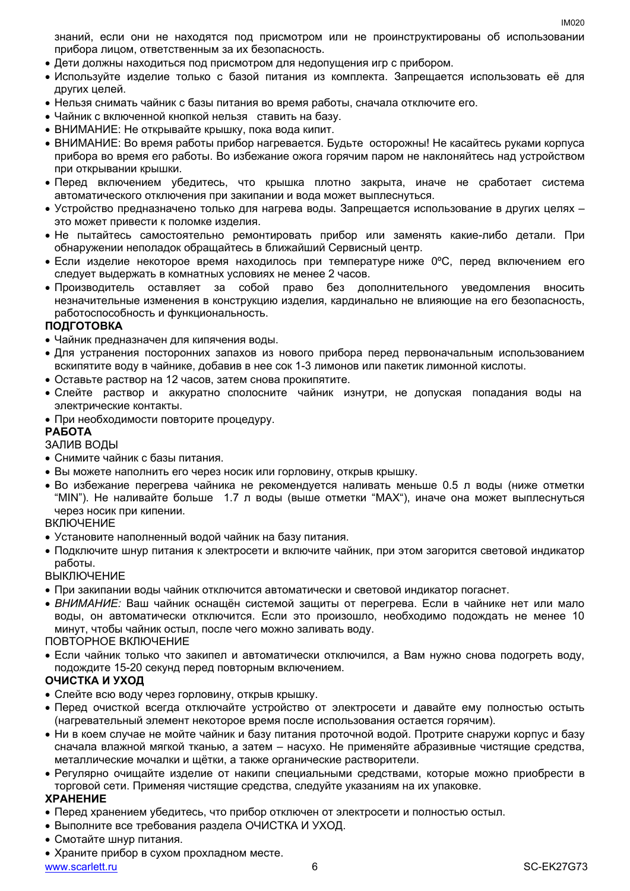знаний, если они не находятся под присмотром или не проинструктированы об использовании прибора лицом, ответственным за их безопасность.

- Дети должны находиться под присмотром для недопущения игр с прибором.
- Используйте изделие только с базой питания из комплекта. Запрещается использовать её для других целей.
- Нельзя снимать чайник с базы питания во время работы, сначала отключите его.
- Чайник с включенной кнопкой нельзя ставить на базу.
- ВНИМАНИЕ: Не открывайте крышку, пока вода кипит.
- ВНИМАНИЕ: Во время работы прибор нагревается. Будьте осторожны! Не касайтесь руками корпуса прибора во время его работы. Во избежание ожога горячим паром не наклоняйтесь над устройством при открывании крышки.
- Перед включением убедитесь, что крышка плотно закрыта, иначе не сработает система автоматического отключения при закипании и вода может выплеснуться.
- Устройство предназначено только для нагрева воды. Запрещается использование в других целях – это может привести к поломке изделия.
- Не пытайтесь самостоятельно ремонтировать прибор или заменять какие-либо детали. При обнаружении неполадок обращайтесь в ближайший Сервисный центр.
- Если изделие некоторое время находилось при температуре ниже 0ºC, перед включением его следует выдержать в комнатных условиях не менее 2 часов.
- Производитель оставляет за собой право без дополнительного уведомления вносить незначительные изменения в конструкцию изделия, кардинально не влияющие на его безопасность, работоспособность и функциональность.

**ПОДГОТОВКА**

- Чайник предназначен для кипячения воды.
- Для устранения посторонних запахов из нового прибора перед первоначальным использованием вскипятите воду в чайнике, добавив в нее сок 1-3 лимонов или пакетик лимонной кислоты.
- Оставьте раствор на 12 часов, затем снова прокипятите.
- Слейте раствор и аккуратно сполосните чайник изнутри, не допуская попадания воды на электрические контакты.
- При необходимости повторите процедуру.

**РАБОТА**

ЗАЛИВ ВОДЫ

- Снимите чайник с базы питания.
- Вы можете наполнить его через носик или горловину, открыв крышку.
- Во избежание перегрева чайника не рекомендуется наливать меньше 0.5 л воды (ниже отметки "MIN"). Не наливайте больше 1.7 л воды (выше отметки "MAX"), иначе она может выплеснуться через носик при кипении.

ВКЛЮЧЕНИЕ

- Установите наполненный водой чайник на базу питания.
- Подключите шнур питания к электросети и включите чайник, при этом загорится световой индикатор работы.

ВЫКЛЮЧЕНИЕ

- При закипании воды чайник отключится автоматически и световой индикатор погаснет.
- *ВНИМАНИЕ:* Ваш чайник оснащён системой защиты от перегрева. Если в чайнике нет или мало воды, он автоматически отключится. Если это произошло, необходимо подождать не менее 10 минут, чтобы чайник остыл, после чего можно заливать воду.

ПОВТОРНОЕ ВКЛЮЧЕНИЕ

- Если чайник только что закипел и автоматически отключился, а Вам нужно снова подогреть воду, подождите 15-20 секунд перед повторным включением.

**ОЧИСТКА И УХОД**

- Слейте всю воду через горловину, открыв крышку.
- Перед очисткой всегда отключайте устройство от электросети и давайте ему полностью остыть (нагревательный элемент некоторое время после использования остается горячим).
- Ни в коем случае не мойте чайник и базу питания проточной водой. Протрите снаружи корпус и базу сначала влажной мягкой тканью, а затем – насухо. Не применяйте абразивные чистящие средства, металлические мочалки и щётки, а также органические растворители.
- Регулярно очищайте изделие от накипи специальными средствами, которые можно приобрести в торговой сети. Применяя чистящие средства, следуйте указаниям на их упаковке.

**ХРАНЕНИЕ**

- Перед хранением убедитесь, что прибор отключен от электросети и полностью остыл.
- Выполните все требования раздела ОЧИСТКА И УХОД.
- Смотайте шнур питания.
- Храните прибор в сухом прохладном месте.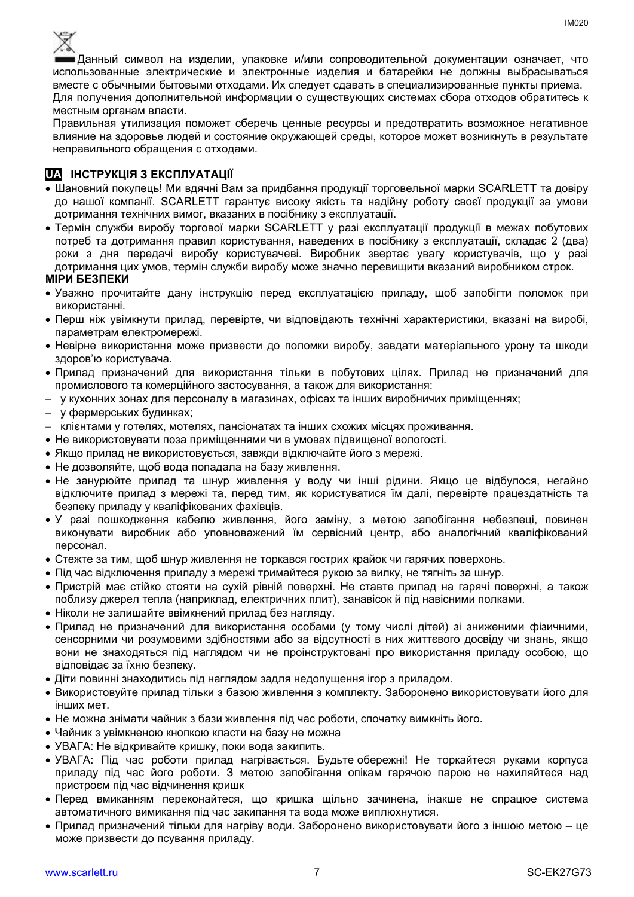Данный символ на изделии, упаковке и/или сопроводительной документации означает, что использованные электрические и электронные изделия и батарейки не должны выбрасываться вместе с обычными бытовыми отходами. Их следует сдавать в специализированные пункты приема.
Для получения дополнительной информации о существующих системах сбора отходов обратитесь к местным органам власти.
Правильная утилизация поможет сберечь ценные ресурсы и предотвратить возможное негативное влияние на здоровье людей и состояние окружающей среды, которое может возникнуть в результате неправильного обращения с отходами.

## UA ІНСТРУКЦІЯ З ЕКСПЛУАТАЦІЇ

- Шановний покупець! Ми вдячні Вам за придбання продукції торговельної марки SCARLETT та довіру до нашої компанії. SCARLETT гарантує високу якість та надійну роботу своєї продукції за умови дотримання технічних вимог, вказаних в посібнику з експлуатації.
- Термін служби виробу торгової марки SCARLETT у разі експлуатації продукції в межах побутових потреб та дотримання правил користування, наведених в посібнику з експлуатації, складає 2 (два) роки з дня передачі виробу користувачеві. Виробник звертає увагу користувачів, що у разі дотримання цих умов, термін служби виробу може значно перевищити вказаний виробником строк.

**МІРИ БЕЗПЕКИ**

- Уважно прочитайте дану інструкцію перед експлуатацією приладу, щоб запобігти поломок при використанні.
- Перш ніж увімкнути прилад, перевірте, чи відповідають технічні характеристики, вказані на виробі, параметрам електромережі.
- Невірне використання може призвести до поломки виробу, завдати матеріального урону та шкоди здоров'ю користувача.
- Прилад призначений для використання тільки в побутових цілях. Прилад не призначений для промислового та комерційного застосування, а також для використання:
  - у кухонних зонах для персоналу в магазинах, офісах та інших виробничих приміщеннях;
  - у фермерських будинках;
  - клієнтами у готелях, мотелях, пансіонатах та інших схожих місцях проживання.
- Не використовувати поза приміщеннями чи в умовах підвищеної вологості.
- Якщо прилад не використовується, завжди відключайте його з мережі.
- Не дозволяйте, щоб вода попадала на базу живлення.
- Не занурюйте прилад та шнур живлення у воду чи інші рідини. Якщо це відбулося, негайно відключите прилад з мережі та, перед тим, як користуватися їм далі, перевірте працездатність та безпеку приладу у кваліфікованих фахівців.
- У разі пошкодження кабелю живлення, його заміну, з метою запобігання небезпеці, повинен виконувати виробник або уповноважений їм сервісний центр, або аналогічний кваліфікований персонал.
- Стежте за тим, щоб шнур живлення не торкався гострих крайок чи гарячих поверхонь.
- Під час відключення приладу з мережі тримайтеся рукою за вилку, не тягніть за шнур.
- Пристрій має стійко стояти на сухій рівній поверхні. Не ставте прилад на гарячі поверхні, а також поблизу джерел тепла (наприклад, електричних плит), занавісок й під навісними полками.
- Ніколи не залишайте ввімкнений прилад без нагляду.
- Прилад не призначений для використання особами (у тому числі дітей) зі зниженими фізичними, сенсорними чи розумовими здібностями або за відсутності в них життєвого досвіду чи знань, якщо вони не знаходяться під наглядом чи не проінструктовані про використання приладу особою, що відповідає за їхню безпеку.
- Діти повинні знаходитись під наглядом задля недопущення ігор з приладом.
- Використовуйте прилад тільки з базою живлення з комплекту. Заборонено використовувати його для інших мет.
- Не можна знімати чайник з бази живлення під час роботи, спочатку вимкніть його.
- Чайник з увімкненою кнопкою класти на базу не можна
- УВАГА: Не відкривайте кришку, поки вода закипить.
- УВАГА: Під час роботи прилад нагрівається. Будьте обережні! Не торкайтеся руками корпуса приладу під час його роботи. З метою запобігання опікам гарячою парою не нахиляйтеся над пристроєм під час відчинення кришк
- Перед вмиканням переконайтеся, що кришка щільно зачинена, інакше не спрацює система автоматичного вимикання під час закипання та вода може виплюхнутися.
- Прилад призначений тільки для нагріву води. Заборонено використовувати його з іншою метою – це може призвести до псування приладу.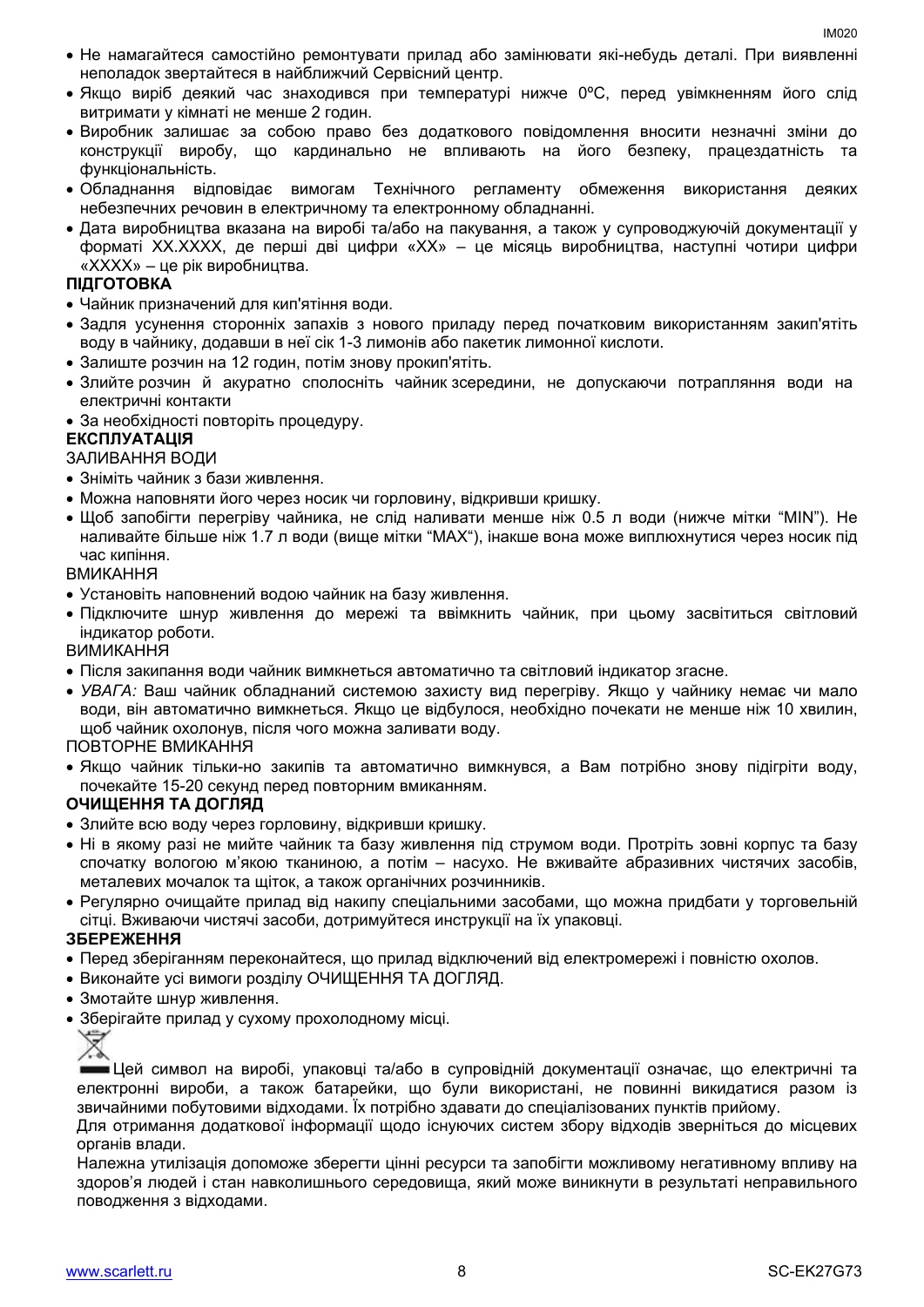- Не намагайтеся самостійно ремонтувати прилад або замінювати які-небудь деталі. При виявленні неполадок звертайтеся в найближчий Сервісний центр.
- Якщо виріб деякий час знаходився при температурі нижче 0ºC, перед увімкненням його слід витримати у кімнаті не менше 2 годин.
- Виробник залишає за собою право без додаткового повідомлення вносити незначні зміни до конструкції виробу, що кардинально не впливають на його безпеку, працездатність та функціональність.
- Обладнання відповідає вимогам Технічного регламенту обмеження використання деяких небезпечних речовин в електричному та електронному обладнанні.
- Дата виробництва вказана на виробі та/або на пакування, а також у супроводжуючій документації у форматі XX.XXXX, де перші дві цифри «XX» – це місяць виробництва, наступні чотири цифри «XXXX» – це рік виробництва.

**ПІДГОТОВКА**

- Чайник призначений для кип'ятіння води.
- Задля усунення сторонніх запахів з нового приладу перед початковим використанням закип'ятіть воду в чайнику, додавши в неї сік 1-3 лимонів або пакетик лимонної кислоти.
- Залиште розчин на 12 годин, потім знову прокип'ятіть.
- Злийте розчин й акуратно сполосніть чайник зсередини, не допускаючи потрапляння води на електричні контакти
- За необхідності повторіть процедуру.

**ЕКСПЛУАТАЦІЯ**

ЗАЛИВАННЯ ВОДИ

- Зніміть чайник з бази живлення.
- Можна наповняти його через носик чи горловину, відкривши кришку.
- Щоб запобігти перегріву чайника, не слід наливати менше ніж 0.5 л води (нижче мітки “MIN”). Не наливайте більше ніж 1.7 л води (вище мітки “MAX“), інакше вона може виплюхнутися через носик під час кипіння.

ВМИКАННЯ

- Установіть наповнений водою чайник на базу живлення.
- Підключите шнур живлення до мережі та ввімкнить чайник, при цьому засвітиться світловий індикатор роботи.

ВИМИКАННЯ

- Після закипання води чайник вимкнеться автоматично та світловий індикатор згасне.
- *УВАГА:* Ваш чайник обладнаний системою захисту вид перегріву. Якщо у чайнику немає чи мало води, він автоматично вимкнеться. Якщо це відбулося, необхідно почекати не менше ніж 10 хвилин, щоб чайник охолонув, після чого можна заливати воду.

ПОВТОРНЕ ВМИКАННЯ

- Якщо чайник тільки-но закипів та автоматично вимкнувся, а Вам потрібно знову підігріти воду, почекайте 15-20 секунд перед повторним вмиканням.

**ОЧИЩЕННЯ ТА ДОГЛЯД**

- Злийте всю воду через горловину, відкривши кришку.
- Ні в якому разі не мийте чайник та базу живлення під струмом води. Протріть зовні корпус та базу спочатку вологою м’якою тканиною, а потім – насухо. Не вживайте абразивних чистячих засобів, металевих мочалок та щіток, а також органічних розчинників.
- Регулярно очищайте прилад від накипу спеціальними засобами, що можна придбати у торговельній сітці. Вживаючи чистячі засоби, дотримуйтеся инструкції на їх упаковці.

**ЗБЕРЕЖЕННЯ**

- Перед зберіганням переконайтеся, що прилад відключений від електромережі і повністю охолов.
- Виконайте усі вимоги розділу ОЧИЩЕННЯ ТА ДОГЛЯД.
- Змотайте шнур живлення.
- Зберігайте прилад у сухому прохолодному місці.

Цей символ на виробі, упаковці та/або в супровідній документації означає, що електричні та електронні вироби, а також батарейки, що були використані, не повинні викидатися разом із звичайними побутовими відходами. Їх потрібно здавати до спеціалізованих пунктів прийому.

Для отримання додаткової інформації щодо існуючих систем збору відходів зверніться до місцевих органів влади.

Належна утилізація допоможе зберегти цінні ресурси та запобігти можливому негативному впливу на здоров’я людей і стан навколишнього середовища, який може виникнути в результаті неправильного поводження з відходами.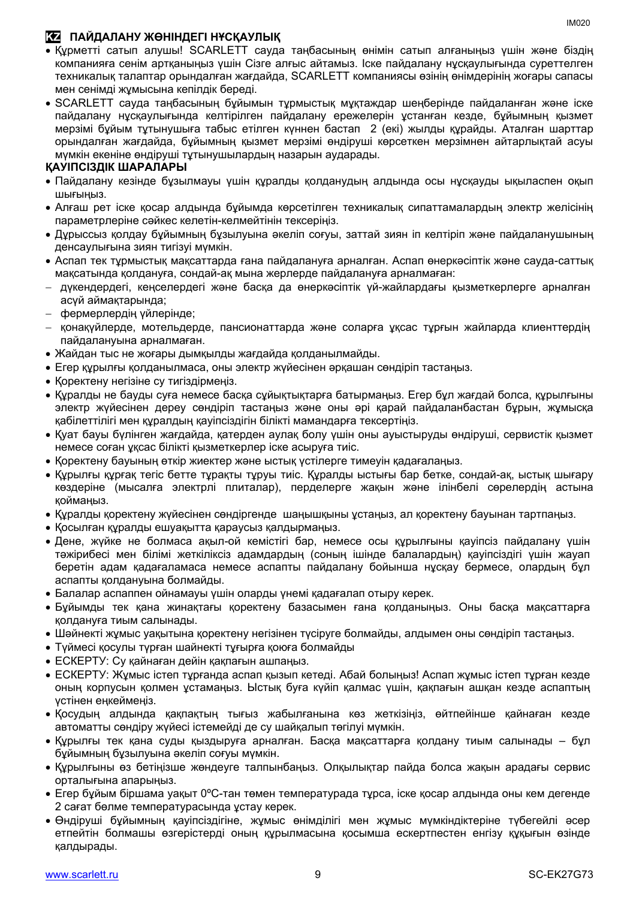## KZ ПАЙДАЛАНУ ЖӨНІНДЕГІ НҰСҚАУЛЫҚ

- Құрметті сатып алушы! SCARLETT сауда таңбасының өнімін сатып алғаныңыз үшін және біздің компанияға сенім артқаныңыз үшін Сізге алғыс айтамыз. Іске пайдалану нұсқаулығында суреттелген техникалық талаптар орындалған жағдайда, SCARLETT компаниясы өзінің өнімдерінің жоғары сапасы мен сенімді жұмысына кепілдік береді.
- SCARLETT сауда таңбасының бұйымын тұрмыстық мұқтаждар шеңберінде пайдаланған және іске пайдалану нұсқаулығында келтірілген пайдалану ережелерін ұстанған кезде, бұйымның қызмет мерзімі бұйым тұтынушыға табыс етілген күннен бастап 2 (екі) жылды құрайды. Аталған шарттар орындалған жағдайда, бұйымның қызмет мерзімі өндіруші көрсеткен мерзімнен айтарлықтай асуы мүмкін екеніне өндіруші тұтынушылардың назарын аударады.

**ҚАУІПСІЗДІК ШАРАЛАРЫ**

- Пайдалану кезінде бұзылмауы үшін құралды қолданудың алдында осы нұсқауды ықыласпен оқып шығыңыз.
- Алғаш рет іске қосар алдында бұйымда көрсетілген техникалық сипаттамалардың электр желісінің параметрлеріне сәйкес келетін-келмейтінін тексеріңіз.
- Дұрыссыз қолдау бұйымның бұзылуына әкеліп соғуы, заттай зиян іп келтіріп және пайдаланушының денсаулығына зиян тигізуі мүмкін.
- Аспап тек тұрмыстық мақсаттарда ғана пайдалануға арналған. Аспап өнеркәсіптік және сауда-саттық мақсатында қолдануға, сондай-ақ мына жерлерде пайдалануға арналмаған:
  - дүкендердегі, кеңселердегі және басқа да өнеркәсіптік үй-жайлардағы қызметкерлерге арналған асүй аймақтарында;
  - фермерлердің үйлерінде;
  - қонақүйлерде, мотельдерде, пансионаттарда және соларға ұқсас тұрғын жайларда клиенттердің пайдалануына арналмаған.
- Жайдан тыс не жоғары дымқылды жағдайда қолданылмайды.
- Егер құрылғы қолданылмаса, оны электр жүйесінен әрқашан сөндіріп тастаңыз.
- Қоректену негізіне су тигіздірмеңіз.
- Құралды не бауды суға немесе басқа сұйықтықтарға батырмаңыз. Егер бұл жағдай болса, құрылғыны электр жүйесінен дереу сөндіріп тастаңыз және оны әрі қарай пайдаланбастан бұрын, жұмысқа қабілеттілігі мен құралдың қауіпсіздігін білікті мамандарға тексертіңіз.
- Қуат бауы бүлінген жағдайда, қатерден аулақ болу үшін оны ауыстыруды өндіруші, сервистік қызмет немесе соған ұқсас білікті қызметкерлер іске асыруға тиіс.
- Қоректену бауының өткір жиектер және ыстық үстілерге тимеуін қадағалаңыз.
- Құрылғы құрғақ тегіс бетте тұрақты тұруы тиіс. Құралды ыстығы бар бетке, сондай-ақ, ыстық шығару көздеріне (мысалға электрлі плиталар), перделерге жақын және ілінбелі сөрелердің астына қоймаңыз.
- Құралды қоректену жүйесінен сөндіргенде шаңышқыны ұстаңыз, ал қоректену бауынан тартпаңыз.
- Қосылған құралды ешуақытта қараусыз қалдырмаңыз.
- Дене, жүйке не болмаса ақыл-ой кемістігі бар, немесе осы құрылғыны қауіпсіз пайдалану үшін тәжірибесі мен білімі жеткіліксіз адамдардың (соның ішінде балалардың) қауіпсіздігі үшін жауап беретін адам қадағаламаса немесе аспапты пайдалану бойынша нұсқау бермесе, олардың бұл аспапты қолдануына болмайды.
- Балалар аспаппен ойнамауы үшін оларды үнемі қадағалап отыру керек.
- Бұйымды тек қана жинақтағы қоректену базасымен ғана қолданыңыз. Оны басқа мақсаттарға қолдануға тиым салынады.
- Шәйнекті жұмыс уақытына қоректену негізінен түсіруге болмайды, алдымен оны сөндіріп тастаңыз.
- Түймесі қосулы түрған шайнекті тұғырға қоюға болмайды
- ЕСКЕРТУ: Су қайнаған дейін қақпағын ашпаңыз.
- ЕСКЕРТУ: Жұмыс істеп тұрғанда аспап қызып кетеді. Абай болыңыз! Аспап жұмыс істеп тұрған кезде оның корпусын қолмен ұстамаңыз. Ыстық буға күйіп қалмас үшін, қақпағын ашқан кезде аспаптың үстінен еңкеймеңіз.
- Қосудың алдында қақпақтың тығыз жабылғанына көз жеткізіңіз, әйтпейінше қайнаған кезде автоматты сөндіру жүйесі істемейді де су шайқалып төгілуі мүмкін.
- Құрылғы тек қана суды қыздыруға арналған. Басқа мақсаттарға қолдану тиым салынады – бұл бұйымның бұзылуына әкеліп соғуы мүмкін.
- Құрылғыны өз бетіңізше жөндеуге талпынбаңыз. Олқылықтар пайда болса жақын арадағы сервис орталығына апарыңыз.
- Егер бұйым біршама уақыт 0ºС-тан төмен температурада тұрса, іске қосар алдында оны кем дегенде 2 сағат бөлме температурасында ұстау керек.
- Өндіруші бұйымның қауіпсіздігіне, жұмыс өнімділігі мен жұмыс мүмкіндіктеріне түбегейлі әсер етпейтін болмашы өзгерістерді оның құрылмасына қосымша ескертпестен енгізу құқығын өзінде қалдырады.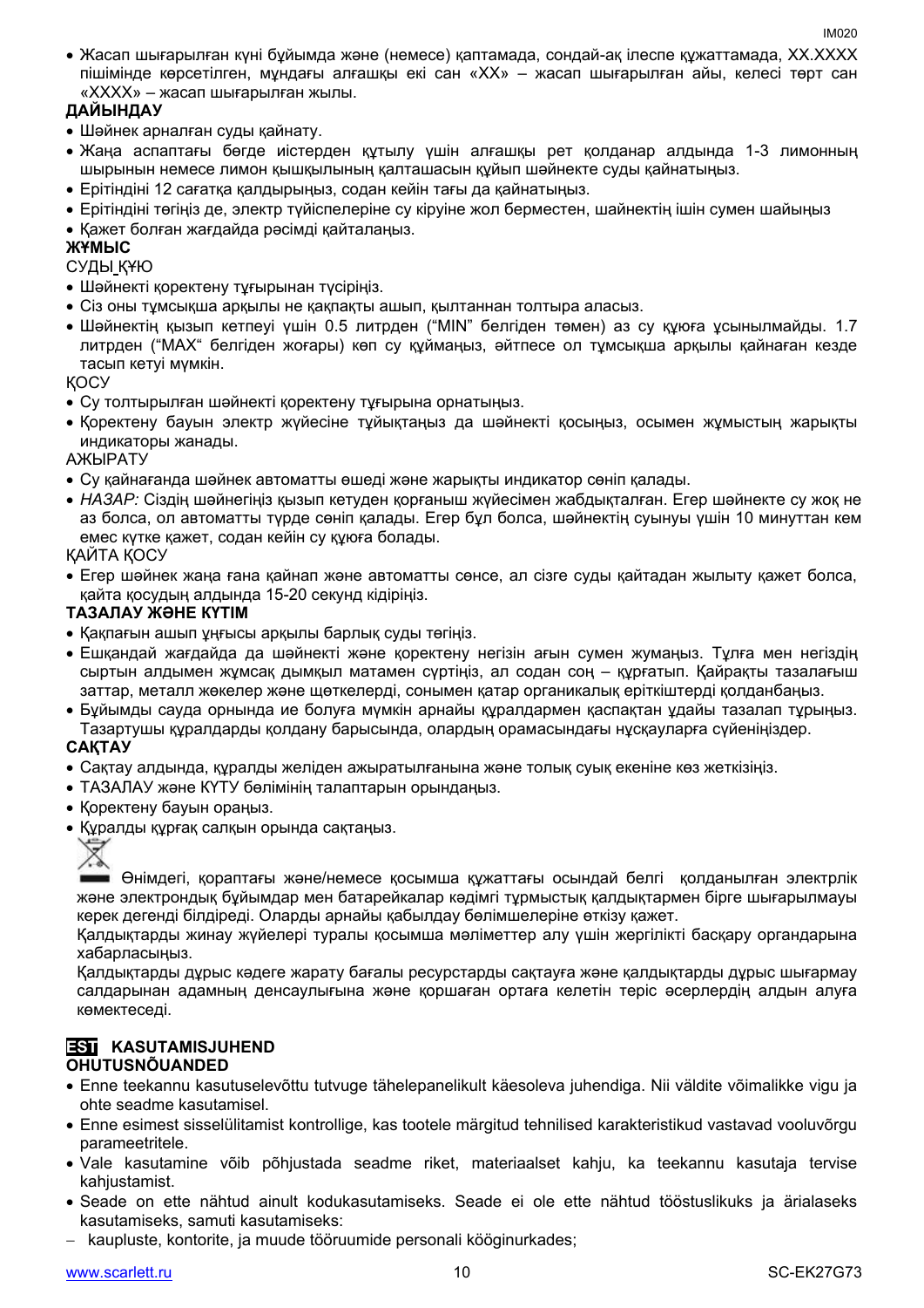- Жасап шығарылған күні бұйымда және (немесе) қаптамада, сондай-ақ ілеспе құжаттамада, XX.XXXX пішімінде көрсетілген, мұндағы алғашқы екі сан «XX» – жасап шығарылған айы, келесі төрт сан «XXXX» – жасап шығарылған жылы.

**ДАЙЫНДАУ**

- Шәйнек арналған суды қайнату.
- Жаңа аспаптағы бөгде иістерден құтылу үшін алғашқы рет қолданар алдында 1-3 лимонның шырынын немесе лимон қышқылының қалташасын құйып шәйнекте суды қайнатыңыз.
- Ерітіндіні 12 сағатқа қалдырыңыз, содан кейін тағы да қайнатыңыз.
- Ерітіндіні төгіңіз де, электр түйіспелеріне су кіруіне жол берместен, шайнектің ішін сумен шайыңыз
- Қажет болған жағдайда рәсімді қайталаңыз.

**ЖҰМЫС**

СУДЫ ҚҰЮ

- Шәйнекті қоректену тұғырынан түсіріңіз.
- Сіз оны тұмсықша арқылы не қақпақты ашып, қылтаннан толтыра аласыз.
- Шәйнектің қызып кетпеуі үшін 0.5 литрден (“MIN” белгіден төмен) аз су құюға ұсынылмайды. 1.7 литрден (“MAX“ белгіден жоғары) көп су құймаңыз, әйтпесе ол тұмсықша арқылы қайнаған кезде тасып кетуі мүмкін.

ҚОСУ

- Су толтырылған шәйнекті қоректену тұғырына орнатыңыз.
- Қоректену бауын электр жүйесіне тұйықтаңыз да шәйнекті қосыңыз, осымен жұмыстың жарықты индикаторы жанады.

АЖЫРАТУ

- Су қайнағанда шәйнек автоматты өшеді және жарықты индикатор сөніп қалады.
- *НАЗАР:* Сіздің шәйнегіңіз қызып кетуден қорғаныш жүйесімен жабдықталған. Егер шәйнекте су жоқ не аз болса, ол автоматты түрде сөніп қалады. Егер бұл болса, шәйнектің суынуы үшін 10 минуттан кем емес күтке қажет, содан кейін су құюға болады.

ҚАЙТА ҚОСУ

- Егер шәйнек жаңа ғана қайнап және автоматты сөнсе, ал сізге суды қайтадан жылыту қажет болса, қайта қосудың алдында 15-20 секунд кідіріңіз.

**ТАЗАЛАУ ЖӘНЕ КҮТІМ**

- Қақпағын ашып ұңғысы арқылы барлық суды төгіңіз.
- Ешқандай жағдайда да шәйнекті және қоректену негізін ағын сумен жумаңыз. Тұлға мен негіздің сыртын алдымен жұмсақ дымқыл матамен сүртіңіз, ал содан соң – құрғатып. Қайрақты тазалағыш заттар, металл жөкелер және щеткелерді, сонымен қатар органикалық еріткіштерді қолданбаңыз.
- Бұйымды сауда орнында ие болуға мүмкін арнайы құралдармен қаспақтан ұдайы тазалап тұрыңыз. Тазартушы құралдарды қолдану барысында, олардың орамасындағы нұсқауларға сүйеніңіздер.

**САҚТАУ**

- Сақтау алдында, құралды желіден ажыратылғанына және толық суық екеніне көз жеткізіңіз.
- ТАЗАЛАУ және КҮТУ бөлімінің талаптарын орындаңыз.
- Қоректену бауын ораңыз.
- Құралды құрғақ салқын орында сақтаңыз.

Өнімдегі, қораптағы және/немесе қосымша құжаттағы осындай белгі қолданылған электрлік және электрондық бұйымдар мен батарейкалар кәдімгі тұрмыстық қалдықтармен бірге шығарылмауы керек дегенді білдіреді. Оларды арнайы қабылдау бөлімшелеріне өткізу қажет.

Қалдықтарды жинау жүйелері туралы қосымша мәліметтер алу үшін жергілікті басқару органдарына хабарласыңыз.

Қалдықтарды дұрыс кәдеге жарату бағалы ресурстарды сақтауға және қалдықтарды дұрыс шығармау салдарынан адамның денсаулығына және қоршаған ортаға келетін теріс әсерлердің алдын алуға көмектеседі.

## EST KASUTAMISJUHEND

**OHUTUSNÕUANDED**

- Enne teekannu kasutuselevõttu tutvuge tähelepanelikult käesoleva juhendiga. Nii väldite võimalikke vigu ja ohte seadme kasutamisel.
- Enne esimest sisselülitamist kontrollige, kas tootele märgitud tehnilised karakteristikud vastavad vooluvõrgu parameetritele.
- Vale kasutamine võib põhjustada seadme riket, materiaalset kahju, ka teekannu kasutaja tervise kahjustamist.
- Seade on ette nähtud ainult kodukasutamiseks. Seade ei ole ette nähtud tööstuslikuks ja ärialaseks kasutamiseks, samuti kasutamiseks:
  - kaupluste, kontorite, ja muude tööruumide personali kööginurkades;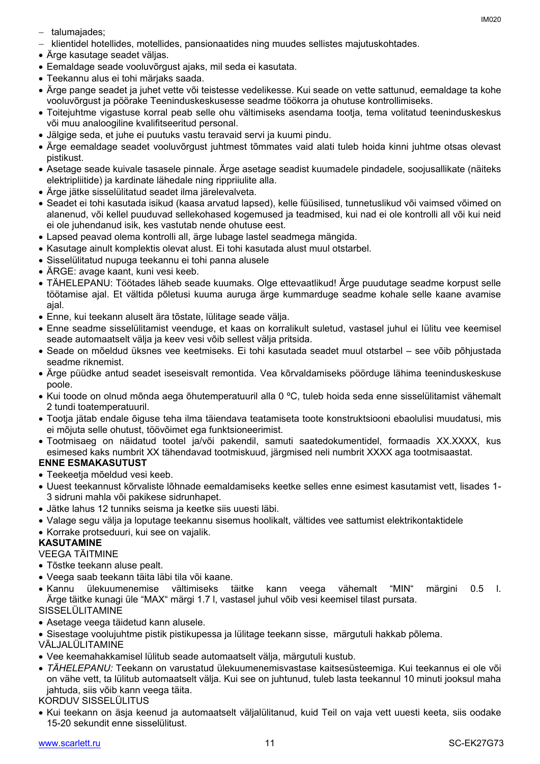- talumajades;
- klientidel hotellides, motellides, pansionaatides ning muudes sellistes majutuskohtades.

- Ärge kasutage seadet väljas.
- Eemaldage seade vooluvõrgust ajaks, mil seda ei kasutata.
- Teekannu alus ei tohi märjaks saada.
- Ärge pange seadet ja juhet vette või teistesse vedelikesse. Kui seade on vette sattunud, eemaldage ta kohe vooluvõrgust ja pöörake Teeninduskeskusesse seadme töökorra ja ohutuse kontrollimiseks.
- Toitejuhtme vigastuse korral peab selle ohu vältimiseks asendama tootja, tema volitatud teeninduskeskus või muu analoogiline kvalifitseeritud personal.
- Jälgige seda, et juhe ei puutuks vastu teravaid servi ja kuumi pindu.
- Ärge eemaldage seadet vooluvõrgust juhtmest tõmmates vaid alati tuleb hoida kinni juhtme otsas olevast pistikust.
- Asetage seade kuivale tasasele pinnale. Ärge asetage seadist kuumadele pindadele, soojusallikate (näiteks elektripliitide) ja kardinate lähedale ning rippriiulite alla.
- Ärge jätke sisselülitatud seadet ilma järelevalveta.
- Seadet ei tohi kasutada isikud (kaasa arvatud lapsed), kelle füüsilised, tunnetuslikud või vaimsed võimed on alanenud, või kellel puuduvad sellekohased kogemused ja teadmised, kui nad ei ole kontrolli all või kui neid ei ole juhendanud isik, kes vastutab nende ohutuse eest.
- Lapsed peavad olema kontrolli all, ärge lubage lastel seadmega mängida.
- Kasutage ainult komplektis olevat alust. Ei tohi kasutada alust muul otstarbel.
- Sisselülitatud nupuga teekannu ei tohi panna alusele
- ÄRGE: avage kaant, kuni vesi keeb.
- TÄHELEPANU: Töötades läheb seade kuumaks. Olge ettevaatlikud! Ärge puudutage seadme korpust selle töötamise ajal. Et vältida põletusi kuuma auruga ärge kummarduge seadme kohale selle kaane avamise ajal.
- Enne, kui teekann aluselt ära tõstate, lülitage seade välja.
- Enne seadme sisselülitamist veenduge, et kaas on korralikult suletud, vastasel juhul ei lülitu vee keemisel seade automaatselt välja ja keev vesi võib sellest välja pritsida.
- Seade on mõeldud üksnes vee keetmiseks. Ei tohi kasutada seadet muul otstarbel – see võib põhjustada seadme riknemist.
- Ärge püüdke antud seadet iseseisvalt remontida. Vea kõrvaldamiseks pöörduge lähima teeninduskeskuse poole.
- Kui toode on olnud mõnda aega õhutemperatuuril alla 0 ºC, tuleb hoida seda enne sisselülitamist vähemalt 2 tundi toatemperatuuril.
- Tootja jätab endale õiguse teha ilma täiendava teatamiseta toote konstruktsiooni ebaolulisi muudatusi, mis ei mõjuta selle ohutust, töövõimet ega funktsioneerimist.
- Tootmisaeg on näidatud tootel ja/või pakendil, samuti saatedokumentidel, formaadis XX.XXXX, kus esimesed kaks numbrit XX tähendavad tootmiskuud, järgmised neli numbrit XXXX aga tootmisaastat.

**ENNE ESMAKASUTUST**

- Teekeetja mõeldud vesi keeb.
- Uuest teekannust kõrvaliste lõhnade eemaldamiseks keetke selles enne esimest kasutamist vett, lisades 1-3 sidruni mahla või pakikese sidrunhapet.
- Jätke lahus 12 tunniks seisma ja keetke siis uuesti läbi.
- Valage segu välja ja loputage teekannu sisemus hoolikalt, vältides vee sattumist elektrikontaktidele
- Korrake protseduuri, kui see on vajalik.

**KASUTAMINE**

VEEGA TÄITMINE

- Tõstke teekann aluse pealt.
- Veega saab teekann täita läbi tila või kaane.
- Kannu ülekuumenemise vältimiseks täitke kann veega vähemalt "MIN" märgini 0.5 l. Ärge täitke kunagi üle "MAX" märgi 1.7 l, vastasel juhul võib vesi keemisel tilast pursata.

SISSELÜLITAMINE

- Asetage veega täidetud kann alusele.
- Sisestage voolujuhtme pistik pistikupessa ja lülitage teekann sisse, märgutuli hakkab põlema.

VÄLJALÜLITAMINE

- Vee keemahakkamisel lülitub seade automaatselt välja, märgutuli kustub.
- *TÄHELEPANU:* Teekann on varustatud ülekuumenemisvastase kaitsesüsteemiga. Kui teekannus ei ole või on vähe vett, ta lülitub automaatselt välja. Kui see on juhtunud, tuleb lasta teekannul 10 minuti jooksul maha jahtuda, siis võib kann veega täita.

KORDUV SISSELÜLITUS

- Kui teekann on äsja keenud ja automaatselt väljalülitanud, kuid Teil on vaja vett uuesti keeta, siis oodake 15-20 sekundit enne sisselülitust.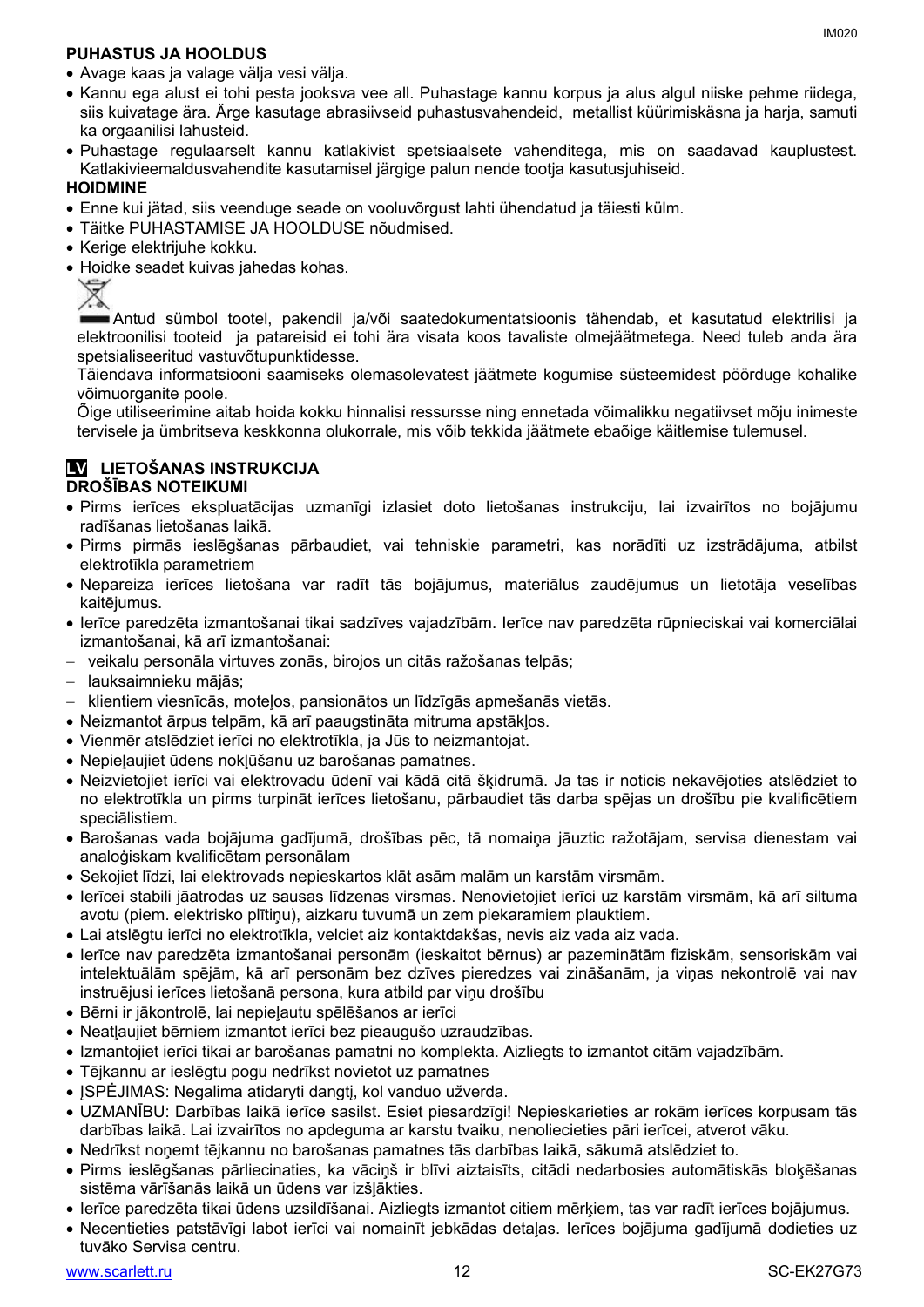**PUHASTUS JA HOOLDUS**

- Avage kaas ja valage välja vesi välja.
- Kannu ega alust ei tohi pesta jooksva vee all. Puhastage kannu korpus ja alus algul niiske pehme riidega, siis kuivatage ära. Ärge kasutage abrasiivseid puhastusvahendeid, metallist küürimiskäsna ja harja, samuti ka orgaanilisi lahusteid.
- Puhastage regulaarselt kannu katlakivist spetsiaalsete vahenditega, mis on saadavad kauplustest. Katlakivieemaldusvahendite kasutamisel järgige palun nende tootja kasutusjuhiseid.

**HOIDMINE**

- Enne kui jätad, siis veenduge seade on vooluvõrgust lahti ühendatud ja täiesti külm.
- Täitke PUHASTAMISE JA HOOLDUSE nõudmised.
- Kerige elektrijuhe kokku.
- Hoidke seadet kuivas jahedas kohas.

Antud sümbol tootel, pakendil ja/või saatedokumentatsioonis tähendab, et kasutatud elektrilisi ja elektroonilisi tooteid ja patareisid ei tohi ära visata koos tavaliste olmejäätmetega. Need tuleb anda ära spetsialiseeritud vastuvõtupunktidesse.

Täiendava informatsiooni saamiseks olemasolevatest jäätmete kogumise süsteemidest pöörduge kohalike võimuorganite poole.

Õige utiliseerimine aitab hoida kokku hinnalisi ressursse ning ennetada võimalikku negatiivset mõju inimeste tervisele ja ümbritseva keskkonna olukorrale, mis võib tekkida jäätmete ebaõige käitlemise tulemusel.

## LV LIETOŠANAS INSTRUKCIJA

**DROŠĪBAS NOTEIKUMI**

- Pirms ierīces ekspluatācijas uzmanīgi izlasiet doto lietošanas instrukciju, lai izvairītos no bojājumu radīšanas lietošanas laikā.
- Pirms pirmās ieslēgšanas pārbaudiet, vai tehniskie parametri, kas norādīti uz izstrādājuma, atbilst elektrotīkla parametriem
- Nepareiza ierīces lietošana var radīt tās bojājumus, materiālus zaudējumus un lietotāja veselības kaitējumus.
- Ierīce paredzēta izmantošanai tikai sadzīves vajadzībām. Ierīce nav paredzēta rūpnieciskai vai komerciālai izmantošanai, kā arī izmantošanai:
  - veikalu personāla virtuves zonās, birojos un citās ražošanas telpās;
  - lauksaimnieku mājās;
  - klientiem viesnīcās, moteļos, pansionātos un līdzīgās apmešanās vietās.
- Neizmantot ārpus telpām, kā arī paaugstināta mitruma apstākļos.
- Vienmēr atslēdziet ierīci no elektrotīkla, ja Jūs to neizmantojat.
- Nepieļaujiet ūdens nokļūšanu uz barošanas pamatnes.
- Neizvietojiet ierīci vai elektrovadu ūdenī vai kādā citā šķidrumā. Ja tas ir noticis nekavējoties atslēdziet to no elektrotīkla un pirms turpināt ierīces lietošanu, pārbaudiet tās darba spējas un drošību pie kvalificētiem speciālistiem.
- Barošanas vada bojājuma gadījumā, drošības pēc, tā nomaiņa jāuztic ražotājam, servisa dienestam vai analoģiskam kvalificētam personālam
- Sekojiet līdzi, lai elektrovads nepieskartos klāt asām malām un karstām virsmām.
- Ierīcei stabili jāatrodas uz sausas līdzenas virsmas. Nenovietojiet ierīci uz karstām virsmām, kā arī siltuma avotu (piem. elektrisko plītiņu), aizkaru tuvumā un zem piekaramiem plauktiem.
- Lai atslēgtu ierīci no elektrotīkla, velciet aiz kontaktdakšas, nevis aiz vada aiz vada.
- Ierīce nav paredzēta izmantošanai personām (ieskaitot bērnus) ar pazeminātām fiziskām, sensoriskām vai intelektuālām spējām, kā arī personām bez dzīves pieredzes vai zināšanām, ja viņas nekontrolē vai nav instruējusi ierīces lietošanā persona, kura atbild par viņu drošību
- Bērni ir jākontrolē, lai nepieļautu spēlēšanos ar ierīci
- Neatļaujiet bērniem izmantot ierīci bez pieaugušo uzraudzības.
- Izmantojiet ierīci tikai ar barošanas pamatni no komplekta. Aizliegts to izmantot citām vajadzībām.
- Tējkannu ar ieslēgtu pogu nedrīkst novietot uz pamatnes
- ĮSPĖJIMAS: Negalima atidaryti dangtį, kol vanduo užverda.
- UZMANĪBU: Darbības laikā ierīce sasilst. Esiet piesardzīgi! Nepieskarieties ar rokām ierīces korpusam tās darbības laikā. Lai izvairītos no apdeguma ar karstu tvaiku, nenoliecieties pāri ierīcei, atverot vāku.
- Nedrīkst noņemt tējkannu no barošanas pamatnes tās darbības laikā, sākumā atslēdziet to.
- Pirms ieslēgšanas pārliecinaties, ka vāciņš ir blīvi aiztaisīts, citādi nedarbosies automātiskās bloķēšanas sistēma vārīšanās laikā un ūdens var izšļākties.
- Ierīce paredzēta tikai ūdens uzsildīšanai. Aizliegts izmantot citiem mērķiem, tas var radīt ierīces bojājumus.
- Necentieties patstāvīgi labot ierīci vai nomainīt jebkādas detaļas. Ierīces bojājuma gadījumā dodieties uz tuvāko Servisa centru.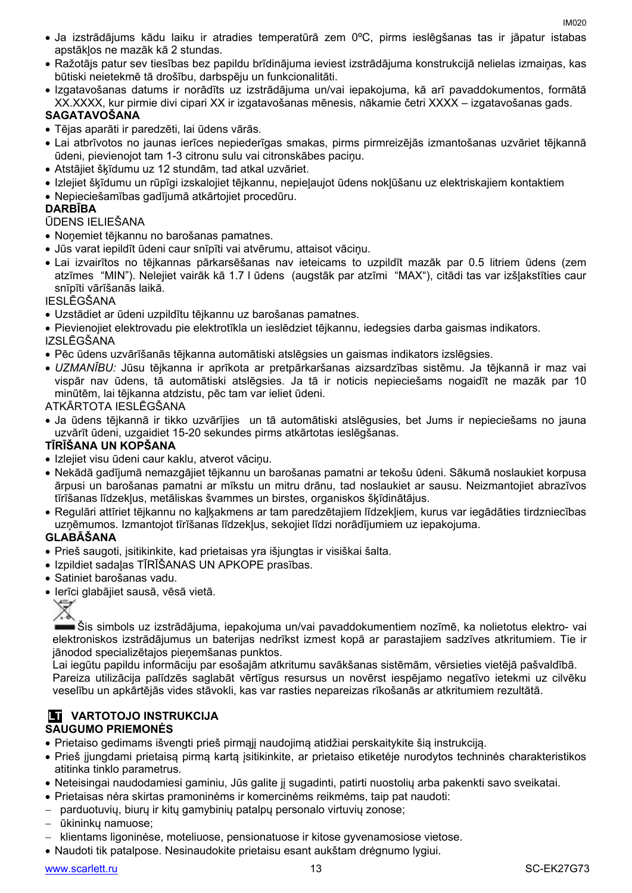- Ja izstrādājums kādu laiku ir atradies temperatūrā zem 0ºC, pirms ieslēgšanas tas ir jāpatur istabas apstākļos ne mazāk kā 2 stundas.
- Ražotājs patur sev tiesības bez papildu brīdinājuma ieviest izstrādājuma konstrukcijā nelielas izmaiņas, kas būtiski neietekmē tā drošību, darbspēju un funkcionalitāti.
- Izgatavošanas datums ir norādīts uz izstrādājuma un/vai iepakojuma, kā arī pavaddokumentos, formātā XX.XXXX, kur pirmie divi cipari XX ir izgatavošanas mēnesis, nākamie četri XXXX – izgatavošanas gads.

**SAGATAVOŠANA**

- Tējas aparāti ir paredzēti, lai ūdens vārās.
- Lai atbrīvotos no jaunas ierīces nepiederīgas smakas, pirms pirmreizējās izmantošanas uzvāriet tējkannā ūdeni, pievienojot tam 1-3 citronu sulu vai citronskābes paciņu.
- Atstājiet šķīdumu uz 12 stundām, tad atkal uzvāriet.
- Izlejiet šķīdumu un rūpīgi izskalojiet tējkannu, nepieļaujot ūdens nokļūšanu uz elektriskajiem kontaktiem
- Nepieciešamības gadījumā atkārtojiet procedūru.

**DARBĪBA**

ŪDENS IELIEŠANA

- Noņemiet tējkannu no barošanas pamatnes.
- Jūs varat iepildīt ūdeni caur snīpīti vai atvērumu, attaisot vāciņu.
- Lai izvairītos no tējkannas pārkarsēšanas nav ieteicams to uzpildīt mazāk par 0.5 litriem ūdens (zem atzīmes "MIN"). Nelejiet vairāk kā 1.7 l ūdens (augstāk par atzīmi "MAX"), citādi tas var izšļakstīties caur snīpīti vārīšanās laikā.

IESLĒGŠANA

- Uzstādiet ar ūdeni uzpildītu tējkannu uz barošanas pamatnes.
- Pievienojiet elektrovadu pie elektrotīkla un ieslēdziet tējkannu, iedegsies darba gaismas indikators.

IZSLĒGŠANA

- Pēc ūdens uzvārīšanās tējkanna automātiski atslēgsies un gaismas indikators izslēgsies.
- *UZMANĪBU:* Jūsu tējkanna ir aprīkota ar pretpārkaršanas aizsardzības sistēmu. Ja tējkannā ir maz vai vispār nav ūdens, tā automātiski atslēgsies. Ja tā ir noticis nepieciešams nogaidīt ne mazāk par 10 minūtēm, lai tējkanna atdzistu, pēc tam var ieliet ūdeni.

ATKĀRTOTA IESLĒGŠANA

- Ja ūdens tējkannā ir tikko uzvārījies un tā automātiski atslēgusies, bet Jums ir nepieciešams no jauna uzvārīt ūdeni, uzgaidiet 15-20 sekundes pirms atkārtotas ieslēgšanas.

**TĪRĪŠANA UN KOPŠANA**

- Izlejiet visu ūdeni caur kaklu, atverot vāciņu.
- Nekādā gadījumā nemazgājiet tējkannu un barošanas pamatni ar tekošu ūdeni. Sākumā noslaukiet korpusa ārpusi un barošanas pamatni ar mīkstu un mitru drānu, tad noslaukiet ar sausu. Neizmantojiet abrazīvos tīrīšanas līdzekļus, metāliskas švammes un birstes, organiskos šķīdinātājus.
- Regulāri attīriet tējkannu no kaļķakmens ar tam paredzētajiem līdzekļiem, kurus var iegādāties tirdzniecības uzņēmumos. Izmantojot tīrīšanas līdzekļus, sekojiet līdzi norādījumiem uz iepakojuma.

**GLABĀŠANA**

- Prieš saugoti, įsitikinkite, kad prietaisas yra išjungtas ir visiškai šalta.
- Izpildiet sadaļas TĪRĪŠANAS UN APKOPE prasības.
- Satiniet barošanas vadu.
- Ierīci glabājiet sausā, vēsā vietā.

Šis simbols uz izstrādājuma, iepakojuma un/vai pavaddokumentiem nozīmē, ka nolietotus elektro- vai elektroniskos izstrādājumus un baterijas nedrīkst izmest kopā ar parastajiem sadzīves atkritumiem. Tie ir jānodod specializētajos pieņemšanas punktos.

Lai iegūtu papildu informāciju par esošajām atkritumu savākšanas sistēmām, vērsieties vietējā pašvaldībā.

Pareiza utilizācija palīdzēs saglabāt vērtīgus resursus un novērst iespējamo negatīvo ietekmi uz cilvēku veselību un apkārtējās vides stāvokli, kas var rasties nepareizas rīkošanās ar atkritumiem rezultātā.

## LT VARTOTOJO INSTRUKCIJA

**SAUGUMO PRIEMONĖS**

- Prietaiso gedimams išvengti prieš pirmąjį naudojimą atidžiai perskaitykite šią instrukciją.
- Prieš įjungdami prietaisą pirmą kartą įsitikinkite, ar prietaiso etiketėje nurodytos techninės charakteristikos atitinka tinklo parametrus.
- Neteisingai naudodamiesi gaminiu, Jūs galite jį sugadinti, patirti nuostolių arba pakenkti savo sveikatai.
- Prietaisas nėra skirtas pramoninėms ir komercinėms reikmėms, taip pat naudoti:
  - parduotuvių, biurų ir kitų gamybinių patalpų personalo virtuvių zonose;
  - ūkininkų namuose;
  - klientams ligoninėse, moteliuose, pensionatuose ir kitose gyvenamosiose vietose.
- Naudoti tik patalpose. Nesinaudokite prietaisu esant aukštam drėgnumo lygiui.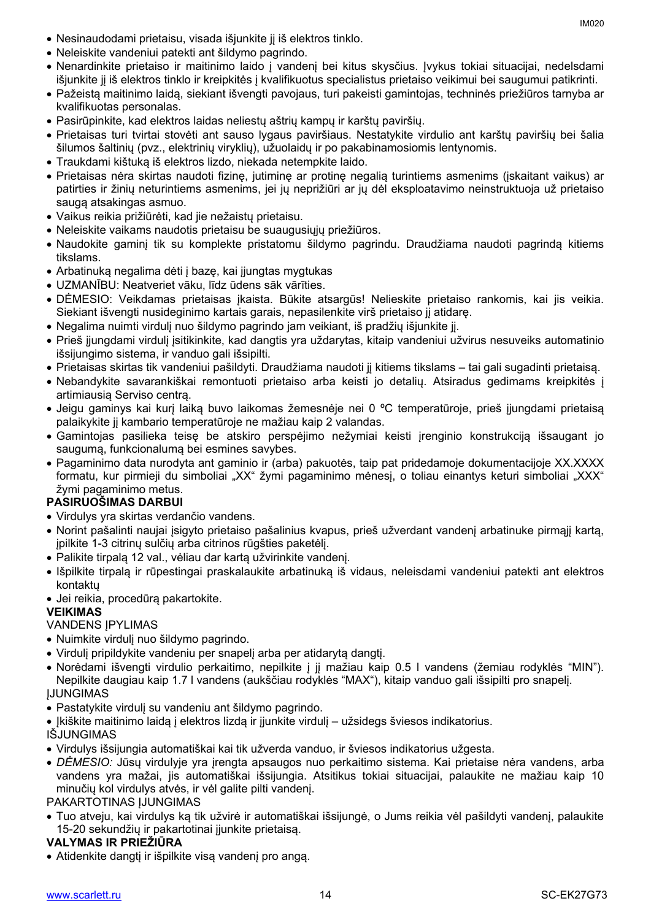- Nesinaudodami prietaisu, visada išjunkite jį iš elektros tinklo.
- Neleiskite vandeniui patekti ant šildymo pagrindo.
- Nenardinkite prietaiso ir maitinimo laido į vandenį bei kitus skysčius. Įvykus tokiai situacijai, nedelsdami išjunkite jį iš elektros tinklo ir kreipkitės į kvalifikuotus specialistus prietaiso veikimui bei saugumui patikrinti.
- Pažeistą maitinimo laidą, siekiant išvengti pavojaus, turi pakeisti gamintojas, techninės priežiūros tarnyba ar kvalifikuotas personalas.
- Pasirūpinkite, kad elektros laidas neliestų aštrių kampų ir karštų paviršių.
- Prietaisas turi tvirtai stovėti ant sauso lygaus paviršiaus. Nestatykite virdulio ant karštų paviršių bei šalia šilumos šaltinių (pvz., elektrinių viryklių), užuolaidų ir po pakabinamosiomis lentynomis.
- Traukdami kištuką iš elektros lizdo, niekada netempkite laido.
- Prietaisas nėra skirtas naudoti fizinę, jutiminę ar protinę negalią turintiems asmenims (įskaitant vaikus) ar patirties ir žinių neturintiems asmenims, jei jų neprižiūri ar jų dėl eksploatavimo neinstruktuoja už prietaiso saugą atsakingas asmuo.
- Vaikus reikia prižiūrėti, kad jie nežaistų prietaisu.
- Neleiskite vaikams naudotis prietaisu be suaugusiųjų priežiūros.
- Naudokite gaminį tik su komplekte pristatomu šildymo pagrindu. Draudžiama naudoti pagrindą kitiems tikslams.
- Arbatinuką negalima dėti į bazę, kai įjungtas mygtukas
- UZMANĪBU: Neatveriet vāku, līdz ūdens sāk vārīties.
- DĖMESIO: Veikdamas prietaisas įkaista. Būkite atsargūs! Nelieskite prietaiso rankomis, kai jis veikia. Siekiant išvengti nusideginimo kartais garais, nepasilenkite virš prietaiso jį atidarę.
- Negalima nuimti virdulį nuo šildymo pagrindo jam veikiant, iš pradžių išjunkite jį.
- Prieš įjungdami virdulį įsitikinkite, kad dangtis yra uždarytas, kitaip vandeniui užvirus nesuveiks automatinio išsijungimo sistema, ir vanduo gali išsipilti.
- Prietaisas skirtas tik vandeniui pašildyti. Draudžiama naudoti jį kitiems tikslams – tai gali sugadinti prietaisą.
- Nebandykite savarankiškai remontuoti prietaiso arba keisti jo detalių. Atsiradus gedimams kreipkitės į artimiausią Serviso centrą.
- Jeigu gaminys kai kurį laiką buvo laikomas žemesnėje nei 0 ºC temperatūroje, prieš įjungdami prietaisą palaikykite jį kambario temperatūroje ne mažiau kaip 2 valandas.
- Gamintojas pasilieka teisę be atskiro perspėjimo nežymiai keisti įrenginio konstrukciją išsaugant jo saugumą, funkcionalumą bei esmines savybes.
- Pagaminimo data nurodyta ant gaminio ir (arba) pakuotės, taip pat pridedamoje dokumentacijoje XX.XXXX formatu, kur pirmieji du simboliai „XX“ žymi pagaminimo mėnesį, o toliau einantys keturi simboliai „XXX“ žymi pagaminimo metus.

**PASIRUOŠIMAS DARBUI**

- Virdulys yra skirtas verdančio vandens.
- Norint pašalinti naujai įsigyto prietaiso pašalinius kvapus, prieš užverdant vandenį arbatinuke pirmąjį kartą, įpilkite 1-3 citrinų sulčių arba citrinos rūgšties paketėlį.
- Palikite tirpalą 12 val., vėliau dar kartą užvirinkite vandenį.
- Išpilkite tirpalą ir rūpestingai praskalaukite arbatinuką iš vidaus, neleisdami vandeniui patekti ant elektros kontaktų
- Jei reikia, procedūrą pakartokite.

**VEIKIMAS**

VANDENS ĮPYLIMAS

- Nuimkite virdulį nuo šildymo pagrindo.
- Virdulį pripildykite vandeniu per snapelį arba per atidarytą dangtį.
- Norėdami išvengti virdulio perkaitimo, nepilkite į jį mažiau kaip 0.5 l vandens (žemiau rodyklės “MIN”). Nepilkite daugiau kaip 1.7 l vandens (aukščiau rodyklės “MAX“), kitaip vanduo gali išsipilti pro snapelį.

ĮJUNGIMAS

- Pastatykite virdulį su vandeniu ant šildymo pagrindo.
- Įkiškite maitinimo laidą į elektros lizdą ir įjunkite virdulį – užsidegs šviesos indikatorius.

IŠJUNGIMAS

- Virdulys išsijungia automatiškai kai tik užverda vanduo, ir šviesos indikatorius užgesta.
- *DĖMESIO:* Jūsų virdulyje yra įrengta apsaugos nuo perkaitimo sistema. Kai prietaise nėra vandens, arba vandens yra mažai, jis automatiškai išsijungia. Atsitikus tokiai situacijai, palaukite ne mažiau kaip 10 minučių kol virdulys atvės, ir vėl galite pilti vandenį.

PAKARTOTINAS ĮJUNGIMAS

- Tuo atveju, kai virdulys ką tik užvirė ir automatiškai išsijungė, o Jums reikia vėl pašildyti vandenį, palaukite 15-20 sekundžių ir pakartotinai įjunkite prietaisą.

**VALYMAS IR PRIEŽIŪRA**

- Atidenkite dangtį ir išpilkite visą vandenį pro angą.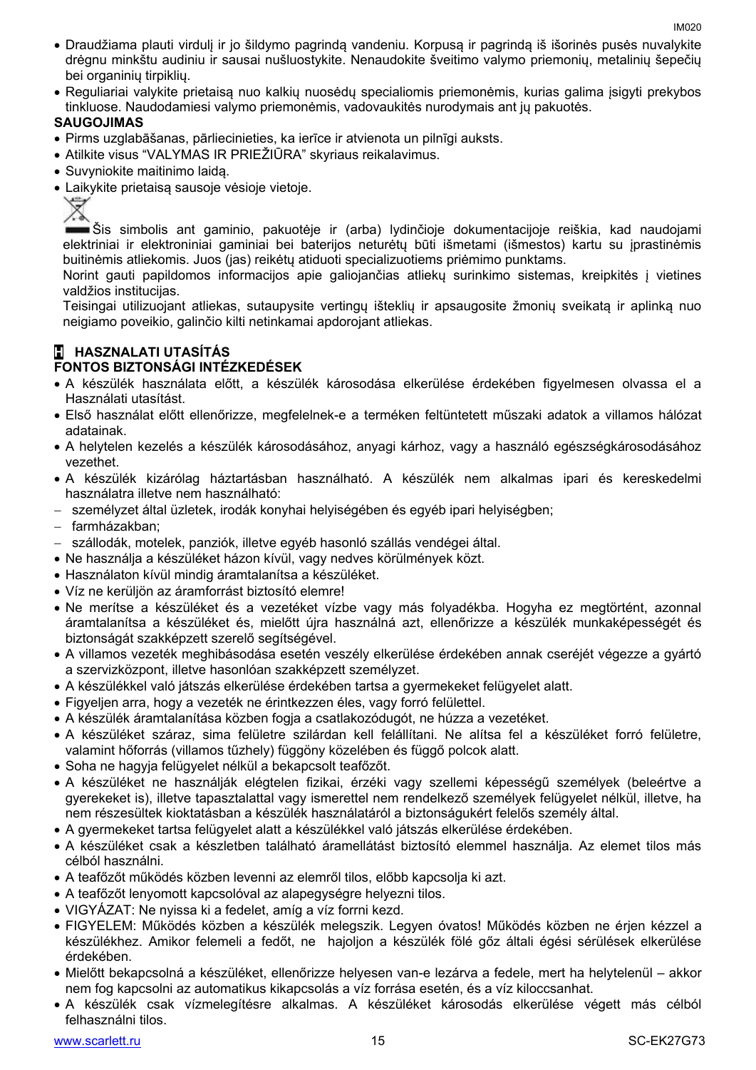- Draudžiama plauti virdulį ir jo šildymo pagrindą vandeniu. Korpusą ir pagrindą iš išorinės pusės nuvalykite drėgnu minkštu audiniu ir sausai nušluostykite. Nenaudokite šveitimo valymo priemonių, metalinių šepečių bei organinių tirpiklių.
- Reguliariai valykite prietaisą nuo kalkių nuosėdų specialiomis priemonėmis, kurias galima įsigyti prekybos tinkluose. Naudodamiesi valymo priemonėmis, vadovaukitės nurodymais ant jų pakuotės.

**SAUGOJIMAS**

- Pirms uzglabāšanas, pārliecinieties, ka ierīce ir atvienota un pilnīgi auksts.
- Atlikite visus "VALYMAS IR PRIEŽIŪRA" skyriaus reikalavimus.
- Suvyniokite maitinimo laidą.
- Laikykite prietaisą sausoje vėsioje vietoje.

Šis simbolis ant gaminio, pakuotėje ir (arba) lydinčioje dokumentacijoje reiškia, kad naudojami elektriniai ir elektroniniai gaminiai bei baterijos neturėtų būti išmetami (išmestos) kartu su įprastinėmis buitinėmis atliekomis. Juos (jas) reikėtų atiduoti specializuotiems priėmimo punktams.

Norint gauti papildomos informacijos apie galiojančias atliekų surinkimo sistemas, kreipkitės į vietines valdžios institucijas.

Teisingai utilizuojant atliekas, sutaupysite vertingų išteklių ir apsaugosite žmonių sveikatą ir aplinką nuo neigiamo poveikio, galinčio kilti netinkamai apdorojant atliekas.

## H HASZNALATI UTASÍTÁS

**FONTOS BIZTONSÁGI INTÉZKEDÉSEK**

- A készülék használata előtt, a készülék károsodása elkerülése érdekében figyelmesen olvassa el a Használati utasítást.
- Első használat előtt ellenőrizze, megfelelnek-e a terméken feltüntetett műszaki adatok a villamos hálózat adatainak.
- A helytelen kezelés a készülék károsodásához, anyagi kárhoz, vagy a használó egészségkárosodásához vezethet.
- A készülék kizárólag háztartásban használható. A készülék nem alkalmas ipari és kereskedelmi használatra illetve nem használható:
  - személyzet által üzletek, irodák konyhai helyiségében és egyéb ipari helyiségben;
  - farmházakban;
  - szállodák, motelek, panziók, illetve egyéb hasonló szállás vendégei által.
- Ne használja a készüléket házon kívül, vagy nedves körülmények közt.
- Használaton kívül mindig áramtalanítsa a készüléket.
- Víz ne kerüljön az áramforrást biztosító elemre!
- Ne merítse a készüléket és a vezetéket vízbe vagy más folyadékba. Hogyha ez megtörtént, azonnal áramtalanítsa a készüléket és, mielőtt újra használná azt, ellenőrizze a készülék munkaképességét és biztonságát szakképzett szerelő segítségével.
- A villamos vezeték meghibásodása esetén veszély elkerülése érdekében annak cseréjét végezze a gyártó a szervizközpont, illetve hasonlóan szakképzett személyzet.
- A készülékkel való játszás elkerülése érdekében tartsa a gyermekeket felügyelet alatt.
- Figyeljen arra, hogy a vezeték ne érintkezzen éles, vagy forró felülettel.
- A készülék áramtalanítása közben fogja a csatlakozódugót, ne húzza a vezetéket.
- A készüléket száraz, sima felületre szilárdan kell felállítani. Ne alítsa fel a készüléket forró felületre, valamint hőforrás (villamos tűzhely) függöny közelében és függő polcok alatt.
- Soha ne hagyja felügyelet nélkül a bekapcsolt teafőzőt.
- A készüléket ne használják elégtelen fizikai, érzéki vagy szellemi képességű személyek (beleértve a gyerekeket is), illetve tapasztalattal vagy ismerettel nem rendelkező személyek felügyelet nélkül, illetve, ha nem részesültek kioktatásban a készülék használatáról a biztonságukért felelős személy által.
- A gyermekeket tartsa felügyelet alatt a készülékkel való játszás elkerülése érdekében.
- A készüléket csak a készletben található áramellátást biztosító elemmel használja. Az elemet tilos más célból használni.
- A teafőzőt működés közben levenni az elemről tilos, előbb kapcsolja ki azt.
- A teafőzőt lenyomott kapcsolóval az alapegységre helyezni tilos.
- VIGYÁZAT: Ne nyissa ki a fedelet, amíg a víz forrni kezd.
- FIGYELEM: Működés közben a készülék melegszik. Legyen óvatos! Működés közben ne érjen kézzel a készülékhez. Amikor felemeli a fedőt, ne hajoljon a készülék fölé gőz általi égési sérülések elkerülése érdekében.
- Mielőtt bekapcsolná a készüléket, ellenőrizze helyesen van-e lezárva a fedele, mert ha helytelenül – akkor nem fog kapcsolni az automatikus kikapcsolás a víz forrása esetén, és a víz kiloccsanhat.
- A készülék csak vízmelegítésre alkalmas. A készüléket károsodás elkerülése végett más célból felhasználni tilos.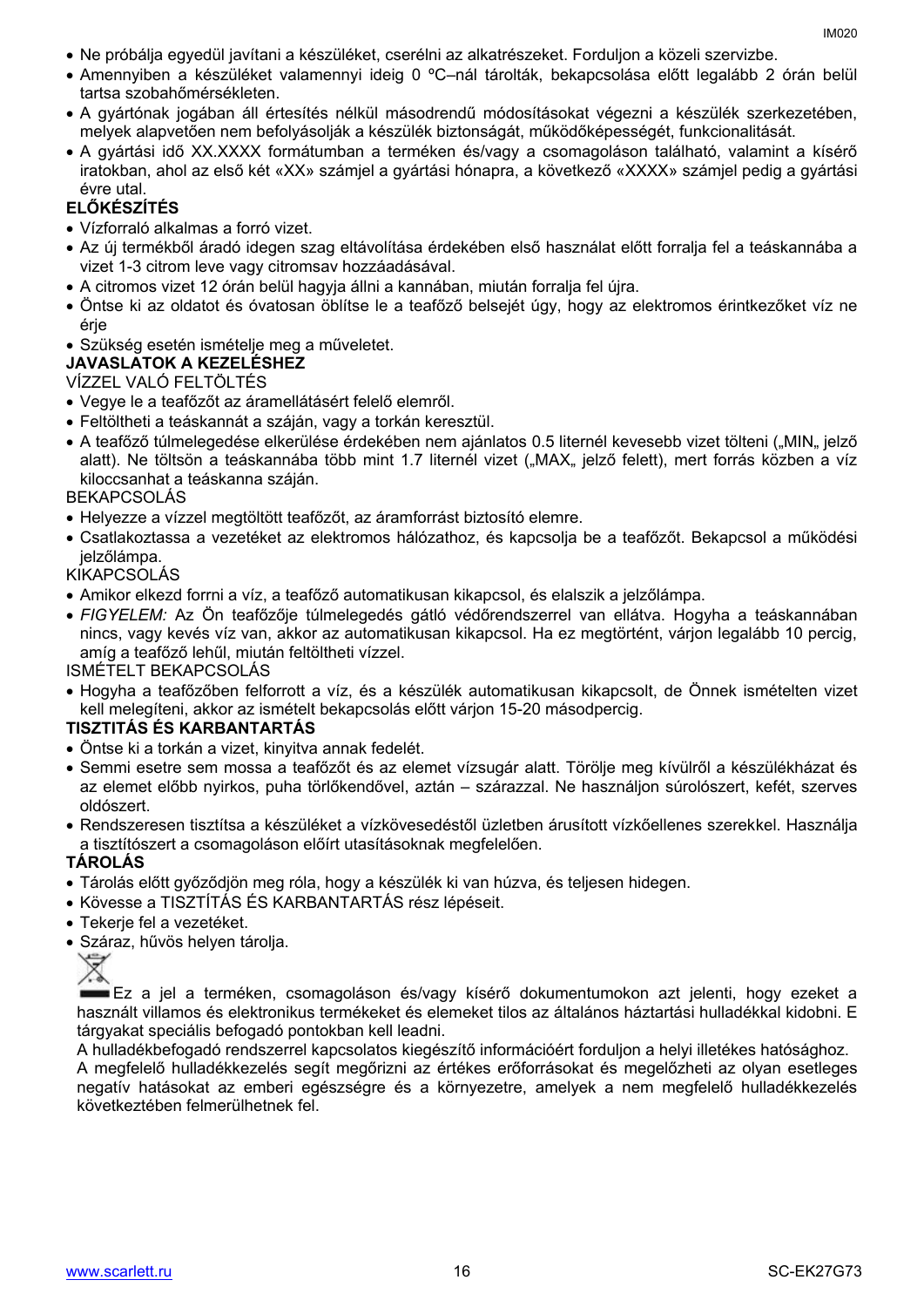- Ne próbálja egyedül javítani a készüléket, cserélni az alkatrészeket. Forduljon a közeli szervizbe.
- Amennyiben a készüléket valamennyi ideig 0 ºC–nál tárolták, bekapcsolása előtt legalább 2 órán belül tartsa szobahőmérsékleten.
- A gyártónak jogában áll értesítés nélkül másodrendű módosításokat végezni a készülék szerkezetében, melyek alapvetően nem befolyásolják a készülék biztonságát, működőképességét, funkcionalitását.
- A gyártási idő XX.XXXX formátumban a terméken és/vagy a csomagoláson található, valamint a kísérő iratokban, ahol az első két «XX» számjel a gyártási hónapra, a következő «XXXX» számjel pedig a gyártási évre utal.

**ELŐKÉSZÍTÉS**

- Vízforraló alkalmas a forró vizet.
- Az új termékből áradó idegen szag eltávolítása érdekében első használat előtt forralja fel a teáskannába a vizet 1-3 citrom leve vagy citromsav hozzáadásával.
- A citromos vizet 12 órán belül hagyja állni a kannában, miután forralja fel újra.
- Öntse ki az oldatot és óvatosan öblítse le a teafőző belsejét úgy, hogy az elektromos érintkezőket víz ne érje
- Szükség esetén ismételje meg a műveletet.

**JAVASLATOK A KEZELÉSHEZ**

VÍZZEL VALÓ FELTÖLTÉS

- Vegye le a teafőzőt az áramellátásért felelő elemről.
- Feltöltheti a teáskannát a száján, vagy a torkán keresztül.
- A teafőző túlmelegedése elkerülése érdekében nem ajánlatos 0.5 liternél kevesebb vizet tölteni („MIN„ jelző alatt). Ne töltsön a teáskannába több mint 1.7 liternél vizet („MAX„ jelző felett), mert forrás közben a víz kiloccsanhat a teáskanna száján.

BEKAPCSOLÁS

- Helyezze a vízzel megtöltött teafőzőt, az áramforrást biztosító elemre.
- Csatlakoztassa a vezetéket az elektromos hálózathoz, és kapcsolja be a teafőzőt. Bekapcsol a működési jelzőlámpa.

KIKAPCSOLÁS

- Amikor elkezd forrni a víz, a teafőző automatikusan kikapcsol, és elalszik a jelzőlámpa.
- *FIGYELEM:* Az Ön teafőzője túlmelegedés gátló védőrendszerrel van ellátva. Hogyha a teáskannában nincs, vagy kevés víz van, akkor az automatikusan kikapcsol. Ha ez megtörtént, várjon legalább 10 percig, amíg a teafőző lehűl, miután feltöltheti vízzel.

ISMÉTELT BEKAPCSOLÁS

- Hogyha a teafőzőben felforrott a víz, és a készülék automatikusan kikapcsolt, de Önnek ismételten vizet kell melegíteni, akkor az ismételt bekapcsolás előtt várjon 15-20 másodpercig.

**TISZTITÁS ÉS KARBANTARTÁS**

- Öntse ki a torkán a vizet, kinyitva annak fedelét.
- Semmi esetre sem mossa a teafőzőt és az elemet vízsugár alatt. Törölje meg kívülről a készülékházat és az elemet előbb nyirkos, puha törlőkendővel, aztán – szárazzal. Ne használjon súrolószert, kefét, szerves oldószert.
- Rendszeresen tisztítsa a készüléket a vízkövesedéstől üzletben árusított vízkőellenes szerekkel. Használja a tisztítószert a csomagoláson előírt utasításoknak megfelelően.

**TÁROLÁS**

- Tárolás előtt győződjön meg róla, hogy a készülék ki van húzva, és teljesen hidegen.
- Kövesse a TISZTÍTÁS ÉS KARBANTARTÁS rész lépéseit.
- Tekerje fel a vezetéket.
- Száraz, hűvös helyen tárolja.

Ez a jel a terméken, csomagoláson és/vagy kísérő dokumentumokon azt jelenti, hogy ezeket a használt villamos és elektronikus termékeket és elemeket tilos az általános háztartási hulladékkal kidobni. E tárgyakat speciális befogadó pontokban kell leadni.

A hulladékbefogadó rendszerrel kapcsolatos kiegészítő információért forduljon a helyi illetékes hatósághoz.

A megfelelő hulladékkezelés segít megőrizni az értékes erőforrásokat és megelőzheti az olyan esetleges negatív hatásokat az emberi egészségre és a környezetre, amelyek a nem megfelelő hulladékkezelés következtében felmerülhetnek fel.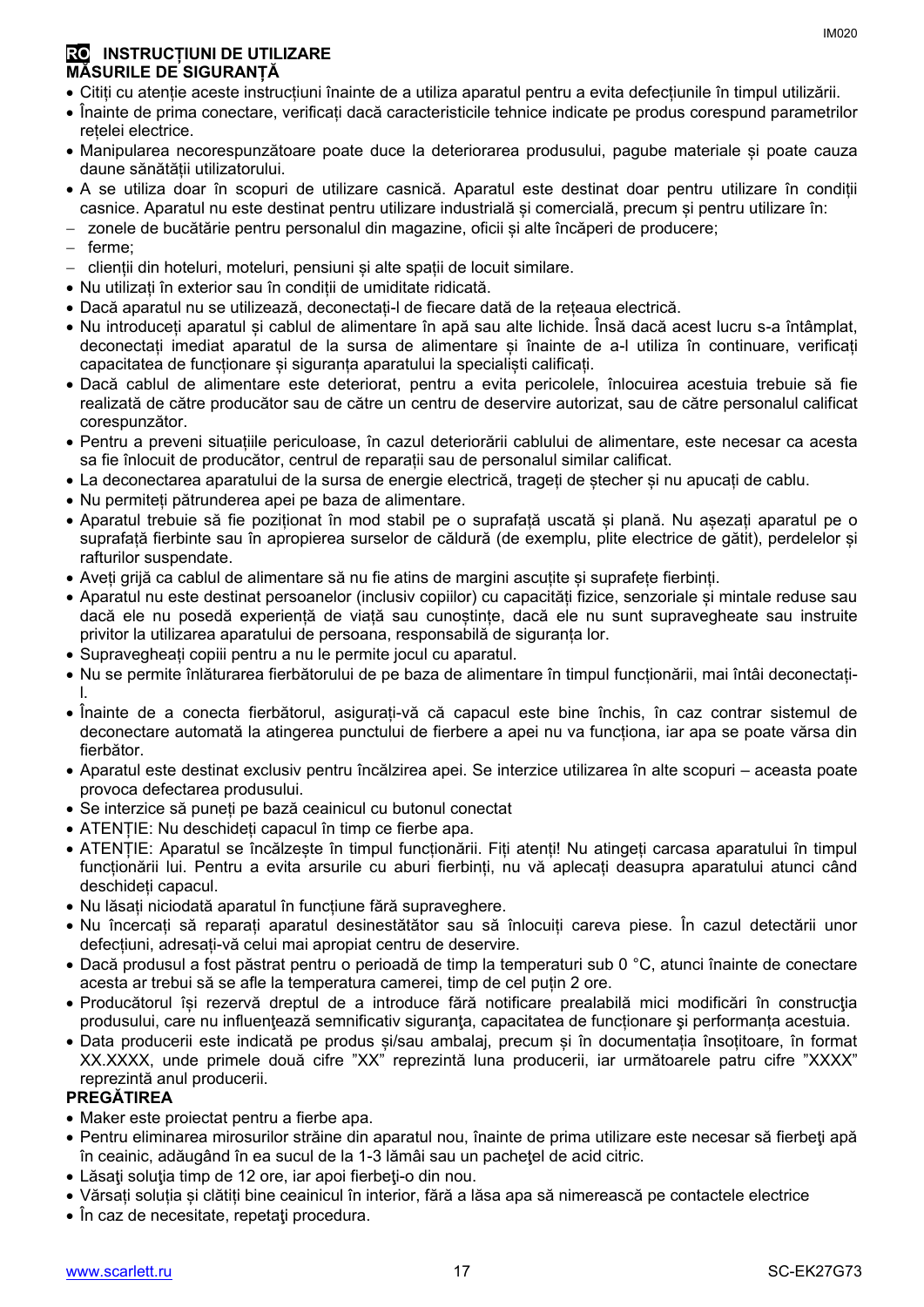## RO INSTRUCȚIUNI DE UTILIZARE

### MĂSURILE DE SIGURANȚĂ

- Citiți cu atenție aceste instrucțiuni înainte de a utiliza aparatul pentru a evita defecțiunile în timpul utilizării.
- Înainte de prima conectare, verificați dacă caracteristicile tehnice indicate pe produs corespund parametrilor rețelei electrice.
- Manipularea necorespunzătoare poate duce la deteriorarea produsului, pagube materiale și poate cauza daune sănătății utilizatorului.
- A se utiliza doar în scopuri de utilizare casnică. Aparatul este destinat doar pentru utilizare în condiții casnice. Aparatul nu este destinat pentru utilizare industrială și comercială, precum și pentru utilizare în:
  - zonele de bucătărie pentru personalul din magazine, oficii și alte încăperi de producere;
  - ferme;
  - clienții din hoteluri, moteluri, pensiuni și alte spații de locuit similare.
- Nu utilizați în exterior sau în condiții de umiditate ridicată.
- Dacă aparatul nu se utilizează, deconectați-l de fiecare dată de la rețeaua electrică.
- Nu introduceți aparatul și cablul de alimentare în apă sau alte lichide. Însă dacă acest lucru s-a întâmplat, deconectați imediat aparatul de la sursa de alimentare și înainte de a-l utiliza în continuare, verificați capacitatea de funcționare și siguranța aparatului la specialiști calificați.
- Dacă cablul de alimentare este deteriorat, pentru a evita pericolele, înlocuirea acestuia trebuie să fie realizată de către producător sau de către un centru de deservire autorizat, sau de către personalul calificat corespunzător.
- Pentru a preveni situațiile periculoase, în cazul deteriorării cablului de alimentare, este necesar ca acesta sa fie înlocuit de producător, centrul de reparații sau de personalul similar calificat.
- La deconectarea aparatului de la sursa de energie electrică, trageți de ștecher și nu apucați de cablu.
- Nu permiteți pătrunderea apei pe baza de alimentare.
- Aparatul trebuie să fie poziționat în mod stabil pe o suprafață uscată și plană. Nu așezați aparatul pe o suprafață fierbinte sau în apropierea surselor de căldură (de exemplu, plite electrice de gătit), perdelelor și rafturilor suspendate.
- Aveți grijă ca cablul de alimentare să nu fie atins de margini ascuțite și suprafețe fierbinți.
- Aparatul nu este destinat persoanelor (inclusiv copiilor) cu capacități fizice, senzoriale și mintale reduse sau dacă ele nu posedă experiență de viață sau cunoștințe, dacă ele nu sunt supravegheate sau instruite privitor la utilizarea aparatului de persoana, responsabilă de siguranța lor.
- Supravegheați copiii pentru a nu le permite jocul cu aparatul.
- Nu se permite înlăturarea fierbătorului de pe baza de alimentare în timpul funcționării, mai întâi deconectați-l.
- Înainte de a conecta fierbătorul, asigurați-vă că capacul este bine închis, în caz contrar sistemul de deconectare automată la atingerea punctului de fierbere a apei nu va funcționa, iar apa se poate vărsa din fierbător.
- Aparatul este destinat exclusiv pentru încălzirea apei. Se interzice utilizarea în alte scopuri – aceasta poate provoca defectarea produsului.
- Se interzice să puneți pe bază ceainicul cu butonul conectat
- ATENȚIE: Nu deschideți capacul în timp ce fierbe apa.
- ATENȚIE: Aparatul se încălzește în timpul funcționării. Fiți atenți! Nu atingeți carcasa aparatului în timpul funcționării lui. Pentru a evita arsurile cu aburi fierbinți, nu vă aplecați deasupra aparatului atunci când deschideți capacul.
- Nu lăsați niciodată aparatul în funcțiune fără supraveghere.
- Nu încercați să reparați aparatul desinestătător sau să înlocuiți careva piese. În cazul detectării unor defecțiuni, adresați-vă celui mai apropiat centru de deservire.
- Dacă produsul a fost păstrat pentru o perioadă de timp la temperaturi sub 0 °C, atunci înainte de conectare acesta ar trebui să se afle la temperatura camerei, timp de cel puțin 2 ore.
- Producătorul își rezervă dreptul de a introduce fără notificare prealabilă mici modificări în construcţia produsului, care nu influenţează semnificativ siguranţa, capacitatea de funcționare şi performanța acestuia.
- Data producerii este indicată pe produs și/sau ambalaj, precum și în documentația însoțitoare, în format XX.XXXX, unde primele două cifre "XX" reprezintă luna producerii, iar următoarele patru cifre "XXXX" reprezintă anul producerii.

### PREGĂTIREA

- Maker este proiectat pentru a fierbe apa.
- Pentru eliminarea mirosurilor străine din aparatul nou, înainte de prima utilizare este necesar să fierbeţi apă în ceainic, adăugând în ea sucul de la 1-3 lămâi sau un pacheţel de acid citric.
- Lăsaţi soluţia timp de 12 ore, iar apoi fierbeţi-o din nou.
- Vărsați soluția și clătiți bine ceainicul în interior, fără a lăsa apa să nimerească pe contactele electrice
- În caz de necesitate, repetaţi procedura.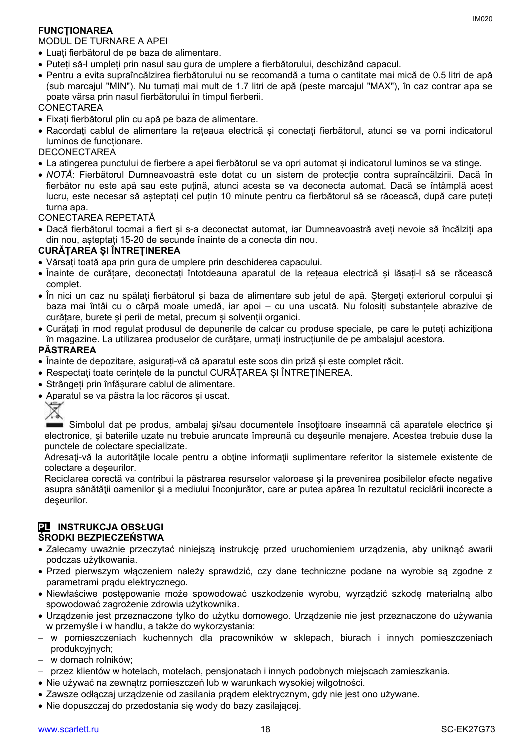**FUNCȚIONAREA**

MODUL DE TURNARE A APEI

- Luați fierbătorul de pe baza de alimentare.
- Puteți să-l umpleți prin nasul sau gura de umplere a fierbătorului, deschizând capacul.
- Pentru a evita supraîncălzirea fierbătorului nu se recomandă a turna o cantitate mai mică de 0.5 litri de apă (sub marcajul "MIN"). Nu turnați mai mult de 1.7 litri de apă (peste marcajul "MAX"), în caz contrar apa se poate vărsa prin nasul fierbătorului în timpul fierberii.

CONECTAREA

- Fixați fierbătorul plin cu apă pe baza de alimentare.
- Racordați cablul de alimentare la rețeaua electrică și conectați fierbătorul, atunci se va porni indicatorul luminos de funcționare.

DECONECTAREA

- La atingerea punctului de fierbere a apei fierbătorul se va opri automat și indicatorul luminos se va stinge.
- *NOTĂ*: Fierbătorul Dumneavoastră este dotat cu un sistem de protecție contra supraîncălzirii. Dacă în fierbător nu este apă sau este puțină, atunci acesta se va deconecta automat. Dacă se întâmplă acest lucru, este necesar să așteptați cel puțin 10 minute pentru ca fierbătorul să se răcească, după care puteți turna apa.

CONECTAREA REPETATĂ

- Dacă fierbătorul tocmai a fiert și s-a deconectat automat, iar Dumneavoastră aveți nevoie să încălziți apa din nou, așteptați 15-20 de secunde înainte de a conecta din nou.

**CURĂȚAREA ȘI ÎNTREȚINEREA**

- Vărsați toată apa prin gura de umplere prin deschiderea capacului.
- Înainte de curățare, deconectați întotdeauna aparatul de la rețeaua electrică și lăsați-l să se răcească complet.
- În nici un caz nu spălați fierbătorul și baza de alimentare sub jetul de apă. Ștergeți exteriorul corpului și baza mai întâi cu o cârpă moale umedă, iar apoi – cu una uscată. Nu folosiți substanțele abrazive de curățare, burete și perii de metal, precum și solvenții organici.
- Curățați în mod regulat produsul de depunerile de calcar cu produse speciale, pe care le puteți achiziționa în magazine. La utilizarea produselor de curățare, urmați instrucțiunile de pe ambalajul acestora.

**PĂSTRAREA**

- Înainte de depozitare, asigurați-vă că aparatul este scos din priză și este complet răcit.
- Respectați toate cerințele de la punctul CURĂȚAREA ȘI ÎNTREȚINEREA.
- Strângeți prin înfășurare cablul de alimentare.
- Aparatul se va păstra la loc răcoros și uscat.

Simbolul dat pe produs, ambalaj şi/sau documentele însoţitoare înseamnă că aparatele electrice şi electronice, şi bateriile uzate nu trebuie aruncate împreună cu deşeurile menajere. Acestea trebuie duse la punctele de colectare specializate.

Adresaţi-vă la autorităţile locale pentru a obţine informaţii suplimentare referitor la sistemele existente de colectare a deşeurilor.

Reciclarea corectă va contribui la păstrarea resurselor valoroase şi la prevenirea posibilelor efecte negative asupra sănătăţii oamenilor şi a mediului înconjurător, care ar putea apărea în rezultatul reciclării incorecte a deşeurilor.

**PL INSTRUKCJA OBSŁUGI**

**ŚRODKI BEZPIECZEŃSTWA**

- Zalecamy uważnie przeczytać niniejszą instrukcję przed uruchomieniem urządzenia, aby uniknąć awarii podczas użytkowania.
- Przed pierwszym włączeniem należy sprawdzić, czy dane techniczne podane na wyrobie są zgodne z parametrami prądu elektrycznego.
- Niewłaściwe postępowanie może spowodować uszkodzenie wyrobu, wyrządzić szkodę materialną albo spowodować zagrożenie zdrowia użytkownika.
- Urządzenie jest przeznaczone tylko do użytku domowego. Urządzenie nie jest przeznaczone do używania w przemyśle i w handlu, a także do wykorzystania:
  - w pomieszczeniach kuchennych dla pracowników w sklepach, biurach i innych pomieszczeniach produkcyjnych;
  - w domach rolników;
  - przez klientów w hotelach, motelach, pensjonatach i innych podobnych miejscach zamieszkania.
- Nie używać na zewnątrz pomieszczeń lub w warunkach wysokiej wilgotności.
- Zawsze odłączaj urządzenie od zasilania prądem elektrycznym, gdy nie jest ono używane.
- Nie dopuszczaj do przedostania się wody do bazy zasilającej.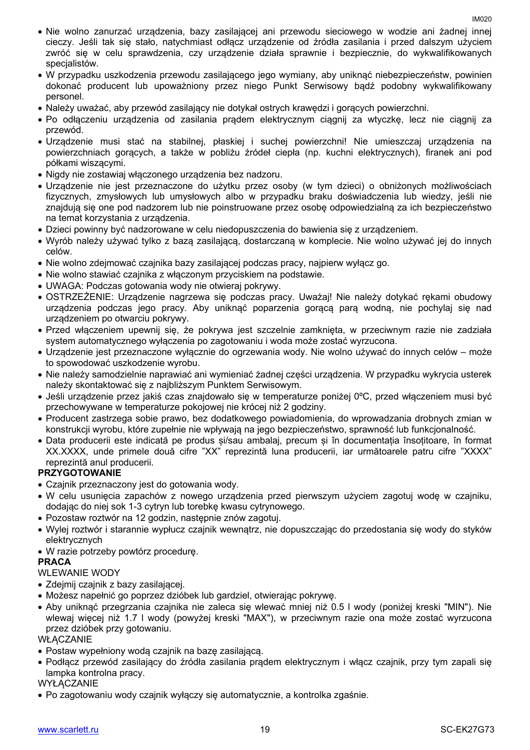- Nie wolno zanurzać urządzenia, bazy zasilającej ani przewodu sieciowego w wodzie ani żadnej innej cieczy. Jeśli tak się stało, natychmiast odłącz urządzenie od źródła zasilania i przed dalszym użyciem zwróć się w celu sprawdzenia, czy urządzenie działa sprawnie i bezpiecznie, do wykwalifikowanych specjalistów.
- W przypadku uszkodzenia przewodu zasilającego jego wymiany, aby uniknąć niebezpieczeństw, powinien dokonać producent lub upoważniony przez niego Punkt Serwisowy bądź podobny wykwalifikowany personel.
- Należy uważać, aby przewód zasilający nie dotykał ostrych krawędzi i gorących powierzchni.
- Po odłączeniu urządzenia od zasilania prądem elektrycznym ciągnij za wtyczkę, lecz nie ciągnij za przewód.
- Urządzenie musi stać na stabilnej, płaskiej i suchej powierzchni! Nie umieszczaj urządzenia na powierzchniach gorących, a także w pobliżu źródeł ciepła (np. kuchni elektrycznych), firanek ani pod półkami wiszącymi.
- Nigdy nie zostawiaj włączonego urządzenia bez nadzoru.
- Urządzenie nie jest przeznaczone do użytku przez osoby (w tym dzieci) o obniżonych możliwościach fizycznych, zmysłowych lub umysłowych albo w przypadku braku doświadczenia lub wiedzy, jeśli nie znajdują się one pod nadzorem lub nie poinstruowane przez osobę odpowiedzialną za ich bezpieczeństwo na temat korzystania z urządzenia.
- Dzieci powinny być nadzorowane w celu niedopuszczenia do bawienia się z urządzeniem.
- Wyrób należy używać tylko z bazą zasilającą, dostarczaną w komplecie. Nie wolno używać jej do innych celów.
- Nie wolno zdejmować czajnika bazy zasilającej podczas pracy, najpierw wyłącz go.
- Nie wolno stawiać czajnika z włączonym przyciskiem na podstawie.
- UWAGA: Podczas gotowania wody nie otwieraj pokrywy.
- OSTRZEŻENIE: Urządzenie nagrzewa się podczas pracy. Uważaj! Nie należy dotykać rękami obudowy urządzenia podczas jego pracy. Aby uniknąć poparzenia gorącą parą wodną, nie pochylaj się nad urządzeniem po otwarciu pokrywy.
- Przed włączeniem upewnij się, że pokrywa jest szczelnie zamknięta, w przeciwnym razie nie zadziała system automatycznego wyłączenia po zagotowaniu i woda może zostać wyrzucona.
- Urządzenie jest przeznaczone wyłącznie do ogrzewania wody. Nie wolno używać do innych celów – może to spowodować uszkodzenie wyrobu.
- Nie należy samodzielnie naprawiać ani wymieniać żadnej części urządzenia. W przypadku wykrycia usterek należy skontaktować się z najbliższym Punktem Serwisowym.
- Jeśli urządzenie przez jakiś czas znajdowało się w temperaturze poniżej 0ºC, przed włączeniem musi być przechowywane w temperaturze pokojowej nie krócej niż 2 godziny.
- Producent zastrzega sobie prawo, bez dodatkowego powiadomienia, do wprowadzania drobnych zmian w konstrukcji wyrobu, które zupełnie nie wpływają na jego bezpieczeństwo, sprawność lub funkcjonalność.
- Data producerii este indicată pe produs și/sau ambalaj, precum și în documentația însoțitoare, în format XX.XXXX, unde primele două cifre "XX" reprezintă luna producerii, iar următoarele patru cifre "XXXX" reprezintă anul producerii.

**PRZYGOTOWANIE**

- Czajnik przeznaczony jest do gotowania wody.
- W celu usunięcia zapachów z nowego urządzenia przed pierwszym użyciem zagotuj wodę w czajniku, dodając do niej sok 1-3 cytryn lub torebkę kwasu cytrynowego.
- Pozostaw roztwór na 12 godzin, następnie znów zagotuj.
- Wylej roztwór i starannie wypłucz czajnik wewnątrz, nie dopuszczając do przedostania się wody do styków elektrycznych
- W razie potrzeby powtórz procedurę.

**PRACA**

WLEWANIE WODY

- Zdejmij czajnik z bazy zasilającej.
- Możesz napełnić go poprzez dzióbek lub gardziel, otwierając pokrywę.
- Aby uniknąć przegrzania czajnika nie zaleca się wlewać mniej niż 0.5 l wody (poniżej kreski "MIN"). Nie wlewaj więcej niż 1.7 l wody (powyżej kreski "MAX"), w przeciwnym razie ona może zostać wyrzucona przez dzióbek przy gotowaniu.

WŁĄCZANIE

- Postaw wypełniony wodą czajnik na bazę zasilającą.
- Podłącz przewód zasilający do źródła zasilania prądem elektrycznym i włącz czajnik, przy tym zapali się lampka kontrolna pracy.

WYŁĄCZANIE

- Po zagotowaniu wody czajnik wyłączy się automatycznie, a kontrolka zgaśnie.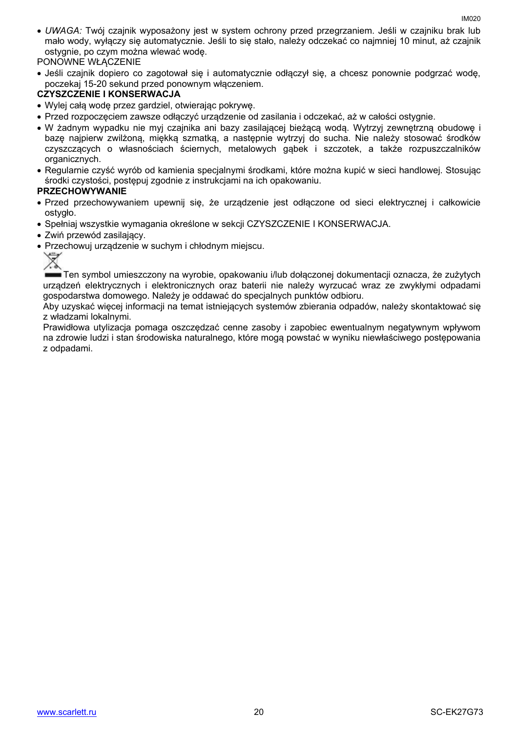- *UWAGA:* Twój czajnik wyposażony jest w system ochrony przed przegrzaniem. Jeśli w czajniku brak lub mało wody, wyłączy się automatycznie. Jeśli to się stało, należy odczekać co najmniej 10 minut, aż czajnik ostygnie, po czym można wlewać wodę.

PONOWNE WŁĄCZENIE

- Jeśli czajnik dopiero co zagotował się i automatycznie odłączył się, a chcesz ponownie podgrzać wodę, poczekaj 15-20 sekund przed ponownym włączeniem.

**CZYSZCZENIE I KONSERWACJA**

- Wylej całą wodę przez gardziel, otwierając pokrywę.
- Przed rozpoczęciem zawsze odłączyć urządzenie od zasilania i odczekać, aż w całości ostygnie.
- W żadnym wypadku nie myj czajnika ani bazy zasilającej bieżącą wodą. Wytrzyj zewnętrzną obudowę i bazę najpierw zwilżoną, miękką szmatką, a następnie wytrzyj do sucha. Nie należy stosować środków czyszczących o własnościach ściernych, metalowych gąbek i szczotek, a także rozpuszczalników organicznych.
- Regularnie czyść wyrób od kamienia specjalnymi środkami, które można kupić w sieci handlowej. Stosując środki czystości, postępuj zgodnie z instrukcjami na ich opakowaniu.

**PRZECHOWYWANIE**

- Przed przechowywaniem upewnij się, że urządzenie jest odłączone od sieci elektrycznej i całkowicie ostygło.
- Spełniaj wszystkie wymagania określone w sekcji CZYSZCZENIE I KONSERWACJA.
- Zwiń przewód zasilający.
- Przechowuj urządzenie w suchym i chłodnym miejscu.

Ten symbol umieszczony na wyrobie, opakowaniu i/lub dołączonej dokumentacji oznacza, że zużytych urządzeń elektrycznych i elektronicznych oraz baterii nie należy wyrzucać wraz ze zwykłymi odpadami gospodarstwa domowego. Należy je oddawać do specjalnych punktów odbioru.

Aby uzyskać więcej informacji na temat istniejących systemów zbierania odpadów, należy skontaktować się z władzami lokalnymi.

Prawidłowa utylizacja pomaga oszczędzać cenne zasoby i zapobiec ewentualnym negatywnym wpływom na zdrowie ludzi i stan środowiska naturalnego, które mogą powstać w wyniku niewłaściwego postępowania z odpadami.